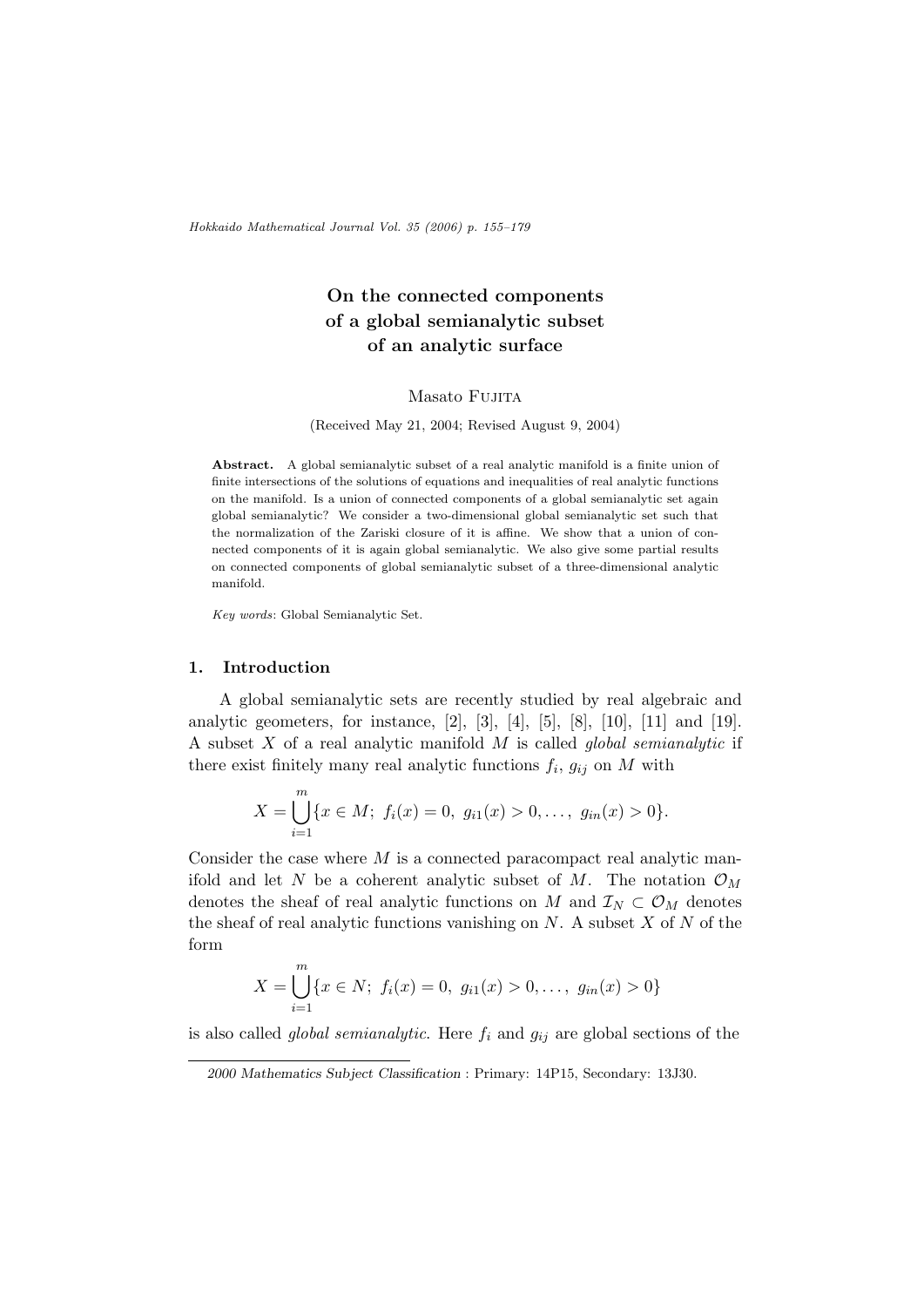# On the connected components of a global semianalytic subset of an analytic surface

Masato Fujita

(Received May 21, 2004; Revised August 9, 2004)

**Abstract.** A global semianalytic subset of a real analytic manifold is a finite union of finite intersections of the solutions of equations and inequalities of real analytic functions on the manifold. Is a union of connected components of a global semianalytic set again global semianalytic? We consider a two-dimensional global semianalytic set such that the normalization of the Zariski closure of it is affine. We show that a union of connected components of it is again global semianalytic. We also give some partial results on connected components of global semianalytic subset of a three-dimensional analytic manifold.

*Key words*: Global Semianalytic Set.

## 1. Introduction

A global semianalytic sets are recently studied by real algebraic and analytic geometers, for instance, [2], [3], [4], [5], [8], [10], [11] and [19]. A subset $X$ of a real analytic manifold $M$ is called *global semianalytic* if there exist finitely many real analytic functions $f_i$, $g_{ij}$ on $M$ with

$$X = \bigcup_{i=1}^{m} \{x \in M;\ f_i(x) = 0,\ g_{i1}(x) > 0, \ldots,\ g_{in}(x) > 0\}.$$

Consider the case where $M$ is a connected paracompact real analytic manifold and let $N$ be a coherent analytic subset of $M$. The notation $\mathcal{O}_M$ denotes the sheaf of real analytic functions on $M$ and $\mathcal{I}_N \subset \mathcal{O}_M$ denotes the sheaf of real analytic functions vanishing on $N$. A subset $X$ of $N$ of the form

$$X = \bigcup_{i=1}^{m} \{x \in N;\ f_i(x) = 0,\ g_{i1}(x) > 0, \ldots,\ g_{in}(x) > 0\}$$

is also called *global semianalytic*. Here $f_i$ and $g_{ij}$ are global sections of the

---

*2000 Mathematics Subject Classification* : Primary: 14P15, Secondary: 13J30.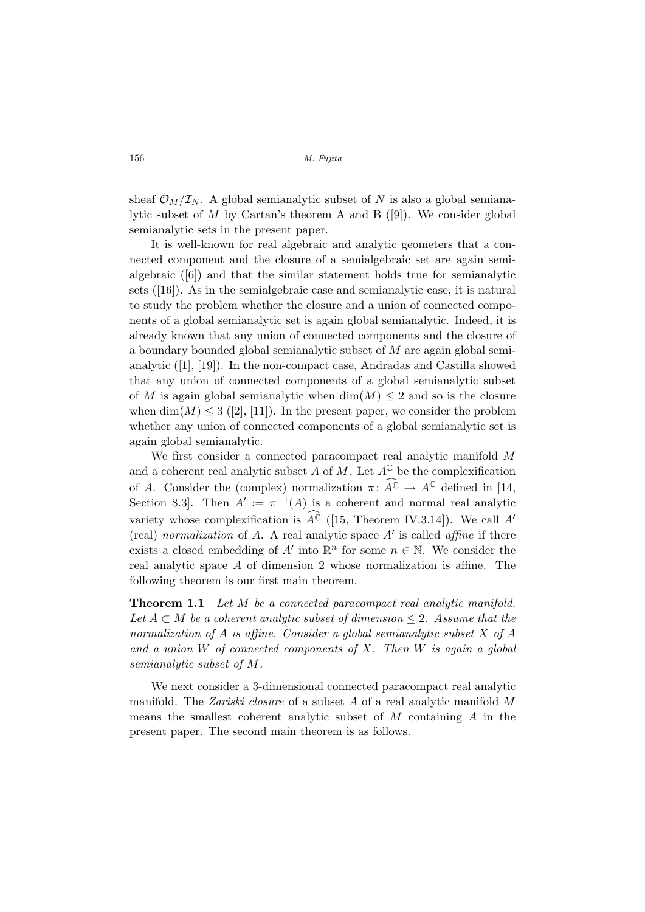sheaf $\mathcal{O}_M/\mathcal{I}_N$. A global semianalytic subset of $N$ is also a global semianalytic subset of $M$ by Cartan's theorem A and B ([9]). We consider global semianalytic sets in the present paper.

It is well-known for real algebraic and analytic geometers that a connected component and the closure of a semialgebraic set are again semialgebraic ([6]) and that the similar statement holds true for semianalytic sets ([16]). As in the semialgebraic case and semianalytic case, it is natural to study the problem whether the closure and a union of connected components of a global semianalytic set is again global semianalytic. Indeed, it is already known that any union of connected components and the closure of a boundary bounded global semianalytic subset of $M$ are again global semianalytic ([1], [19]). In the non-compact case, Andradas and Castilla showed that any union of connected components of a global semianalytic subset of $M$ is again global semianalytic when $\dim(M) \leq 2$ and so is the closure when $\dim(M) \leq 3$ ([2], [11]). In the present paper, we consider the problem whether any union of connected components of a global semianalytic set is again global semianalytic.

We first consider a connected paracompact real analytic manifold $M$ and a coherent real analytic subset $A$ of $M$. Let $A^{\mathbb{C}}$ be the complexification of $A$. Consider the (complex) normalization $\pi \colon \widehat{A^{\mathbb{C}}} \to A^{\mathbb{C}}$ defined in [14, Section 8.3]. Then $A' := \pi^{-1}(A)$ is a coherent and normal real analytic variety whose complexification is $\widehat{A^{\mathbb{C}}}$ ([15, Theorem IV.3.14]). We call $A'$ (real) *normalization* of $A$. A real analytic space $A'$ is called *affine* if there exists a closed embedding of $A'$ into $\mathbb{R}^n$ for some $n \in \mathbb{N}$. We consider the real analytic space $A$ of dimension 2 whose normalization is affine. The following theorem is our first main theorem.

**Theorem 1.1** *Let $M$ be a connected paracompact real analytic manifold. Let $A \subset M$ be a coherent analytic subset of dimension $\leq 2$. Assume that the normalization of $A$ is affine. Consider a global semianalytic subset $X$ of $A$ and a union $W$ of connected components of $X$. Then $W$ is again a global semianalytic subset of $M$.*

We next consider a 3-dimensional connected paracompact real analytic manifold. The *Zariski closure* of a subset $A$ of a real analytic manifold $M$ means the smallest coherent analytic subset of $M$ containing $A$ in the present paper. The second main theorem is as follows.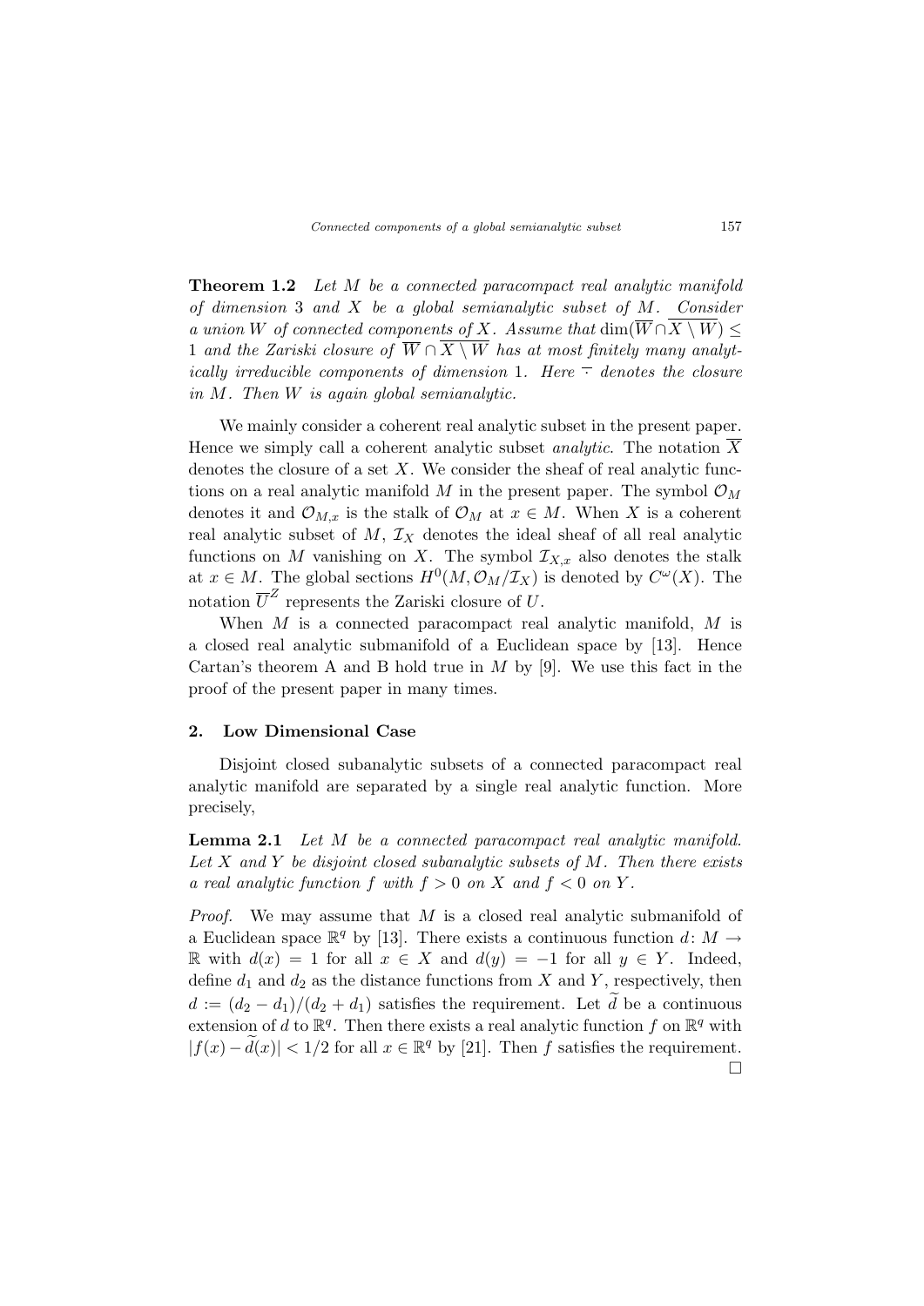**Theorem 1.2** *Let $M$ be a connected paracompact real analytic manifold of dimension 3 and $X$ be a global semianalytic subset of $M$. Consider a union $W$ of connected components of $X$. Assume that $\dim(\overline{W} \cap \overline{X \setminus W}) \leq 1$ and the Zariski closure of $\overline{W} \cap \overline{X \setminus W}$ has at most finitely many analytically irreducible components of dimension 1. Here $\overline{\cdot}$ denotes the closure in $M$. Then $W$ is again global semianalytic.*

We mainly consider a coherent real analytic subset in the present paper. Hence we simply call a coherent analytic subset *analytic*. The notation $\overline{X}$ denotes the closure of a set $X$. We consider the sheaf of real analytic functions on a real analytic manifold $M$ in the present paper. The symbol $\mathcal{O}_M$ denotes it and $\mathcal{O}_{M,x}$ is the stalk of $\mathcal{O}_M$ at $x \in M$. When $X$ is a coherent real analytic subset of $M$, $\mathcal{I}_X$ denotes the ideal sheaf of all real analytic functions on $M$ vanishing on $X$. The symbol $\mathcal{I}_{X,x}$ also denotes the stalk at $x \in M$. The global sections $H^0(M, \mathcal{O}_M/\mathcal{I}_X)$ is denoted by $C^\omega(X)$. The notation $\overline{U}^Z$ represents the Zariski closure of $U$.

When $M$ is a connected paracompact real analytic manifold, $M$ is a closed real analytic submanifold of a Euclidean space by [13]. Hence Cartan's theorem A and B hold true in $M$ by [9]. We use this fact in the proof of the present paper in many times.

## 2. Low Dimensional Case

Disjoint closed subanalytic subsets of a connected paracompact real analytic manifold are separated by a single real analytic function. More precisely,

**Lemma 2.1** *Let $M$ be a connected paracompact real analytic manifold. Let $X$ and $Y$ be disjoint closed subanalytic subsets of $M$. Then there exists a real analytic function $f$ with $f > 0$ on $X$ and $f < 0$ on $Y$.*

*Proof.* We may assume that $M$ is a closed real analytic submanifold of a Euclidean space $\mathbb{R}^q$ by [13]. There exists a continuous function $d\colon M \to \mathbb{R}$ with $d(x) = 1$ for all $x \in X$ and $d(y) = -1$ for all $y \in Y$. Indeed, define $d_1$ and $d_2$ as the distance functions from $X$ and $Y$, respectively, then $d := (d_2 - d_1)/(d_2 + d_1)$ satisfies the requirement. Let $\widetilde{d}$ be a continuous extension of $d$ to $\mathbb{R}^q$. Then there exists a real analytic function $f$ on $\mathbb{R}^q$ with $|f(x) - \widetilde{d}(x)| < 1/2$ for all $x \in \mathbb{R}^q$ by [21]. Then $f$ satisfies the requirement. □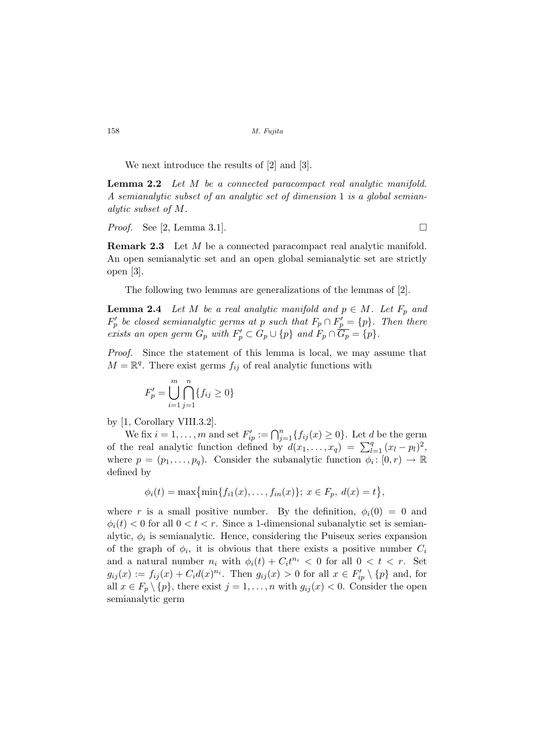We next introduce the results of [2] and [3].

**Lemma 2.2** *Let $M$ be a connected paracompact real analytic manifold. A semianalytic subset of an analytic set of dimension 1 is a global semianalytic subset of $M$.*

*Proof.* See [2, Lemma 3.1]. □

**Remark 2.3** Let $M$ be a connected paracompact real analytic manifold. An open semianalytic set and an open global semianalytic set are strictly open [3].

The following two lemmas are generalizations of the lemmas of [2].

**Lemma 2.4** *Let $M$ be a real analytic manifold and $p \in M$. Let $F_p$ and $F'_p$ be closed semianalytic germs at $p$ such that $F_p \cap F'_p = \{p\}$. Then there exists an open germ $G_p$ with $F'_p \subset G_p \cup \{p\}$ and $F_p \cap \overline{G_p} = \{p\}$.*

*Proof.* Since the statement of this lemma is local, we may assume that $M = \mathbb{R}^q$. There exist germs $f_{ij}$ of real analytic functions with

$$F'_p = \bigcup_{i=1}^{m} \bigcap_{j=1}^{n} \{f_{ij} \geq 0\}$$

by [1, Corollary VIII.3.2].

We fix $i = 1, \ldots, m$ and set $F'_{ip} := \bigcap_{j=1}^{n} \{f_{ij}(x) \geq 0\}$. Let $d$ be the germ of the real analytic function defined by $d(x_1, \ldots, x_q) = \sum_{l=1}^{q} (x_l - p_l)^2$, where $p = (p_1, \ldots, p_q)$. Consider the subanalytic function $\phi_i \colon [0, r) \to \mathbb{R}$ defined by

$$\phi_i(t) = \max\bigl\{\min\{f_{i1}(x), \ldots, f_{in}(x)\};\ x \in F_p,\ d(x) = t\bigr\},$$

where $r$ is a small positive number. By the definition, $\phi_i(0) = 0$ and $\phi_i(t) < 0$ for all $0 < t < r$. Since a 1-dimensional subanalytic set is semianalytic, $\phi_i$ is semianalytic. Hence, considering the Puiseux series expansion of the graph of $\phi_i$, it is obvious that there exists a positive number $C_i$ and a natural number $n_i$ with $\phi_i(t) + C_i t^{n_i} < 0$ for all $0 < t < r$. Set $g_{ij}(x) := f_{ij}(x) + C_i d(x)^{n_i}$. Then $g_{ij}(x) > 0$ for all $x \in F'_{ip} \setminus \{p\}$ and, for all $x \in F_p \setminus \{p\}$, there exist $j = 1, \ldots, n$ with $g_{ij}(x) < 0$. Consider the open semianalytic germ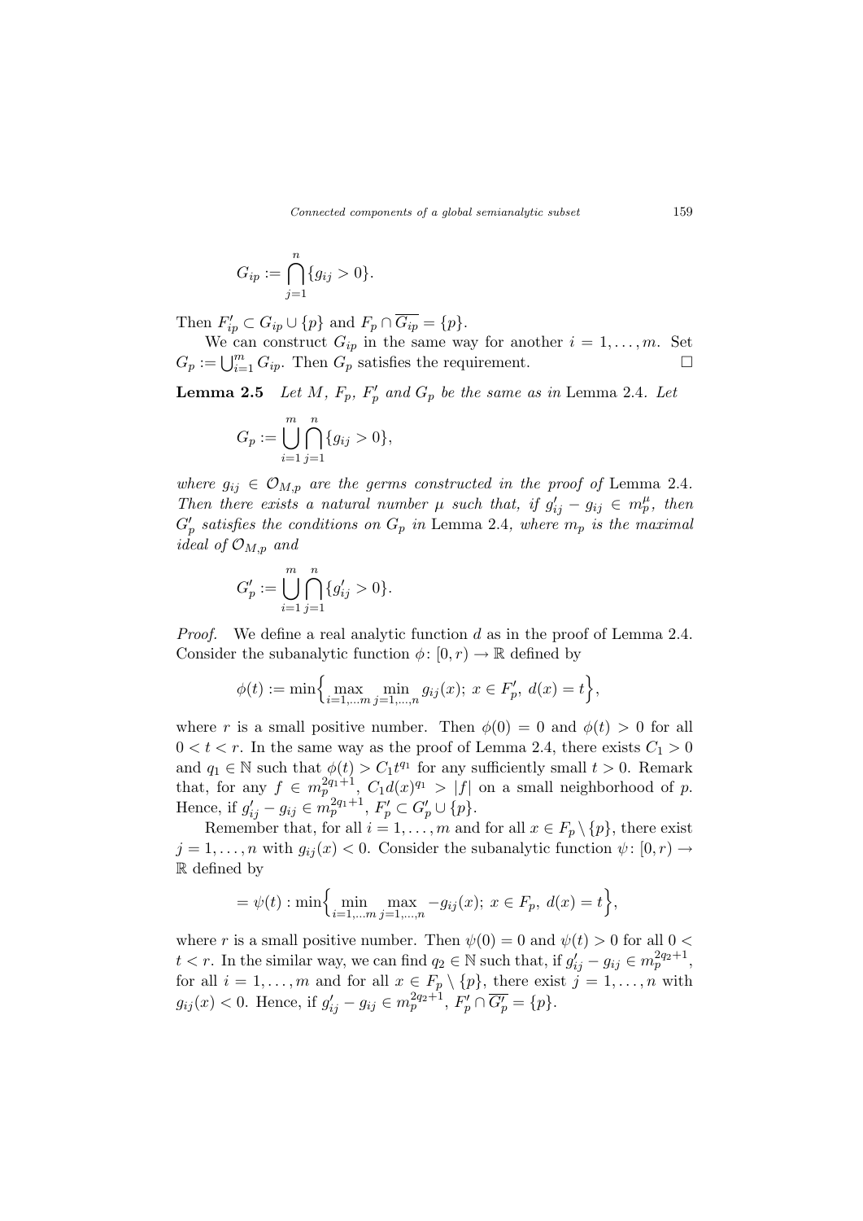$$G_{ip} := \bigcap_{j=1}^{n} \{g_{ij} > 0\}.$$

Then $F'_{ip} \subset G_{ip} \cup \{p\}$ and $F_p \cap \overline{G_{ip}} = \{p\}$.

We can construct $G_{ip}$ in the same way for another $i = 1, \ldots, m$. Set $G_p := \bigcup_{i=1}^{m} G_{ip}$. Then $G_p$ satisfies the requirement. □

**Lemma 2.5** *Let $M$, $F_p$, $F'_p$ and $G_p$ be the same as in* Lemma 2.4. *Let*

$$G_p := \bigcup_{i=1}^{m} \bigcap_{j=1}^{n} \{g_{ij} > 0\},$$

*where $g_{ij} \in \mathcal{O}_{M,p}$ are the germs constructed in the proof of* Lemma 2.4. *Then there exists a natural number $\mu$ such that, if $g'_{ij} - g_{ij} \in m_p^{\mu}$, then $G'_p$ satisfies the conditions on $G_p$ in* Lemma 2.4, *where $m_p$ is the maximal ideal of $\mathcal{O}_{M,p}$ and*

$$G'_p := \bigcup_{i=1}^{m} \bigcap_{j=1}^{n} \{g'_{ij} > 0\}.$$

*Proof.* We define a real analytic function $d$ as in the proof of Lemma 2.4. Consider the subanalytic function $\phi \colon [0, r) \to \mathbb{R}$ defined by

$$\phi(t) := \min\Big\{ \max_{i=1,\ldots m} \min_{j=1,\ldots,n} g_{ij}(x);\ x \in F'_p,\ d(x) = t \Big\},$$

where $r$ is a small positive number. Then $\phi(0) = 0$ and $\phi(t) > 0$ for all $0 < t < r$. In the same way as the proof of Lemma 2.4, there exists $C_1 > 0$ and $q_1 \in \mathbb{N}$ such that $\phi(t) > C_1 t^{q_1}$ for any sufficiently small $t > 0$. Remark that, for any $f \in m_p^{2q_1+1}$, $C_1 d(x)^{q_1} > |f|$ on a small neighborhood of $p$. Hence, if $g'_{ij} - g_{ij} \in m_p^{2q_1+1}$, $F'_p \subset G'_p \cup \{p\}$.

Remember that, for all $i = 1, \ldots, m$ and for all $x \in F_p \setminus \{p\}$, there exist $j = 1, \ldots, n$ with $g_{ij}(x) < 0$. Consider the subanalytic function $\psi \colon [0, r) \to \mathbb{R}$ defined by

$$= \psi(t) : \min\Big\{ \min_{i=1,\ldots m} \max_{j=1,\ldots,n} -g_{ij}(x);\ x \in F_p,\ d(x) = t \Big\},$$

where $r$ is a small positive number. Then $\psi(0) = 0$ and $\psi(t) > 0$ for all $0 < t < r$. In the similar way, we can find $q_2 \in \mathbb{N}$ such that, if $g'_{ij} - g_{ij} \in m_p^{2q_2+1}$, for all $i = 1, \ldots, m$ and for all $x \in F_p \setminus \{p\}$, there exist $j = 1, \ldots, n$ with $g_{ij}(x) < 0$. Hence, if $g'_{ij} - g_{ij} \in m_p^{2q_2+1}$, $F'_p \cap \overline{G'_p} = \{p\}$.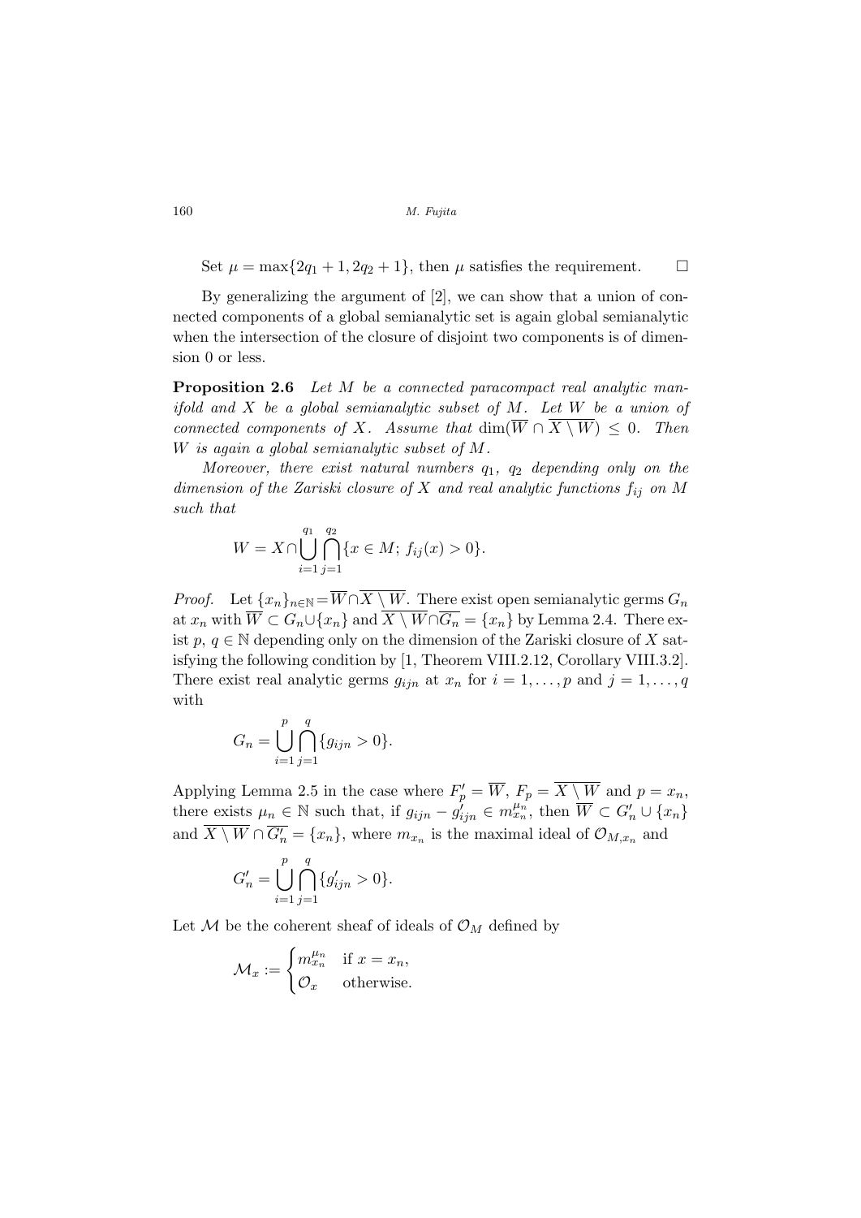Set $\mu = \max\{2q_1 + 1, 2q_2 + 1\}$, then $\mu$ satisfies the requirement. $\square$

By generalizing the argument of [2], we can show that a union of connected components of a global semianalytic set is again global semianalytic when the intersection of the closure of disjoint two components is of dimension 0 or less.

**Proposition 2.6** *Let $M$ be a connected paracompact real analytic manifold and $X$ be a global semianalytic subset of $M$. Let $W$ be a union of connected components of $X$. Assume that $\dim(\overline{W} \cap \overline{X \setminus W}) \leq 0$. Then $W$ is again a global semianalytic subset of $M$.*

*Moreover, there exist natural numbers $q_1$, $q_2$ depending only on the dimension of the Zariski closure of $X$ and real analytic functions $f_{ij}$ on $M$ such that*

$$W = X \cap \bigcup_{i=1}^{q_1} \bigcap_{j=1}^{q_2} \{x \in M;\ f_{ij}(x) > 0\}.$$

*Proof.* Let $\{x_n\}_{n\in\mathbb{N}} = \overline{W} \cap \overline{X \setminus W}$. There exist open semianalytic germs $G_n$ at $x_n$ with $\overline{W} \subset G_n \cup \{x_n\}$ and $\overline{X \setminus W} \cap \overline{G_n} = \{x_n\}$ by Lemma 2.4. There exist $p$, $q \in \mathbb{N}$ depending only on the dimension of the Zariski closure of $X$ satisfying the following condition by [1, Theorem VIII.2.12, Corollary VIII.3.2]. There exist real analytic germs $g_{ijn}$ at $x_n$ for $i = 1, \ldots, p$ and $j = 1, \ldots, q$ with

$$G_n = \bigcup_{i=1}^{p} \bigcap_{j=1}^{q} \{g_{ijn} > 0\}.$$

Applying Lemma 2.5 in the case where $F'_p = \overline{W}$, $F_p = \overline{X \setminus W}$ and $p = x_n$, there exists $\mu_n \in \mathbb{N}$ such that, if $g_{ijn} - g'_{ijn} \in m_{x_n}^{\mu_n}$, then $\overline{W} \subset G'_n \cup \{x_n\}$ and $\overline{X \setminus W} \cap \overline{G'_n} = \{x_n\}$, where $m_{x_n}$ is the maximal ideal of $\mathcal{O}_{M,x_n}$ and

$$G'_n = \bigcup_{i=1}^{p} \bigcap_{j=1}^{q} \{g'_{ijn} > 0\}.$$

Let $\mathcal{M}$ be the coherent sheaf of ideals of $\mathcal{O}_M$ defined by

$$\mathcal{M}_x := \begin{cases} m_{x_n}^{\mu_n} & \text{if } x = x_n, \\ \mathcal{O}_x & \text{otherwise.} \end{cases}$$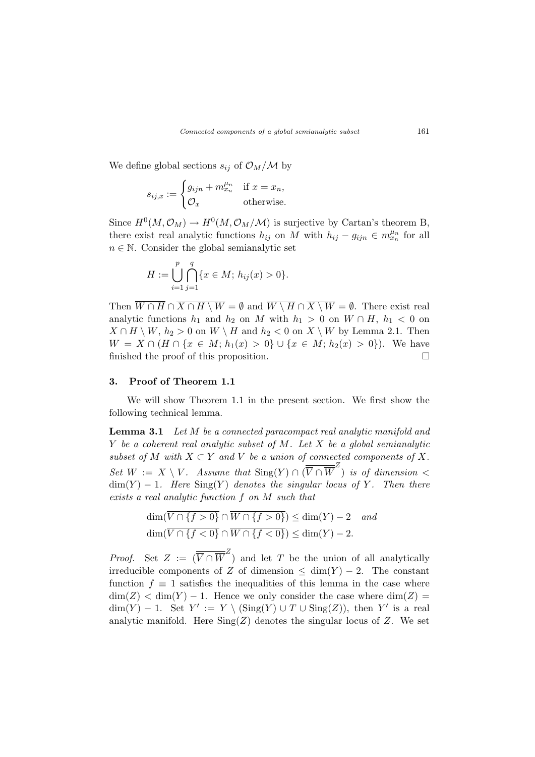We define global sections $s_{ij}$ of $\mathcal{O}_M/\mathcal{M}$ by

$$s_{ij,x} := \begin{cases} g_{ijn} + m_{x_n}^{\mu_n} & \text{if } x = x_n, \\ \mathcal{O}_x & \text{otherwise.} \end{cases}$$

Since $H^0(M, \mathcal{O}_M) \to H^0(M, \mathcal{O}_M/\mathcal{M})$ is surjective by Cartan's theorem B, there exist real analytic functions $h_{ij}$ on $M$ with $h_{ij} - g_{ijn} \in m_{x_n}^{\mu_n}$ for all $n \in \mathbb{N}$. Consider the global semianalytic set

$$H := \bigcup_{i=1}^{p} \bigcap_{j=1}^{q} \{x \in M;\, h_{ij}(x) > 0\}.$$

Then $\overline{W \cap H} \cap \overline{X \cap H \setminus W} = \emptyset$ and $\overline{W \setminus H} \cap \overline{X \setminus W} = \emptyset$. There exist real analytic functions $h_1$ and $h_2$ on $M$ with $h_1 > 0$ on $W \cap H$, $h_1 < 0$ on $X \cap H \setminus W$, $h_2 > 0$ on $W \setminus H$ and $h_2 < 0$ on $X \setminus W$ by Lemma 2.1. Then $W = X \cap (H \cap \{x \in M;\, h_1(x) > 0\} \cup \{x \in M;\, h_2(x) > 0\})$. We have finished the proof of this proposition. $\square$

## 3. Proof of Theorem 1.1

We will show Theorem 1.1 in the present section. We first show the following technical lemma.

**Lemma 3.1** *Let $M$ be a connected paracompact real analytic manifold and $Y$ be a coherent real analytic subset of $M$. Let $X$ be a global semianalytic subset of $M$ with $X \subset Y$ and $V$ be a union of connected components of $X$. Set $W := X \setminus V$. Assume that $\mathrm{Sing}(Y) \cap (\overline{\overline{V} \cap \overline{W}}^Z)$ is of dimension $< \dim(Y) - 1$. Here $\mathrm{Sing}(Y)$ denotes the singular locus of $Y$. Then there exists a real analytic function $f$ on $M$ such that*

$$\dim(\overline{V \cap \{f > 0\}} \cap \overline{W \cap \{f > 0\}}) \leq \dim(Y) - 2 \quad \textit{and}$$
$$\dim(\overline{V \cap \{f < 0\}} \cap \overline{W \cap \{f < 0\}}) \leq \dim(Y) - 2.$$

*Proof.* Set $Z := (\overline{\overline{V} \cap \overline{W}}^Z)$ and let $T$ be the union of all analytically irreducible components of $Z$ of dimension $\leq \dim(Y) - 2$. The constant function $f \equiv 1$ satisfies the inequalities of this lemma in the case where $\dim(Z) < \dim(Y) - 1$. Hence we only consider the case where $\dim(Z) = \dim(Y) - 1$. Set $Y' := Y \setminus (\mathrm{Sing}(Y) \cup T \cup \mathrm{Sing}(Z))$, then $Y'$ is a real analytic manifold. Here $\mathrm{Sing}(Z)$ denotes the singular locus of $Z$. We set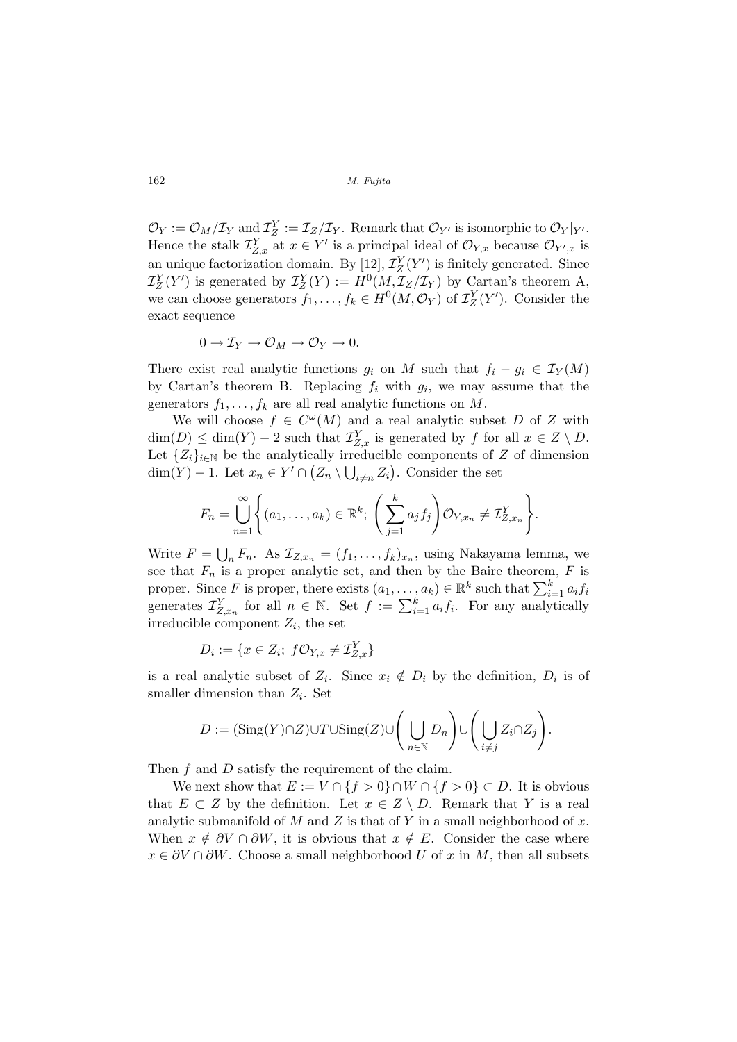$\mathcal{O}_Y := \mathcal{O}_M/\mathcal{I}_Y$ and $\mathcal{I}_Z^Y := \mathcal{I}_Z/\mathcal{I}_Y$. Remark that $\mathcal{O}_{Y'}$ is isomorphic to $\mathcal{O}_Y|_{Y'}$. Hence the stalk $\mathcal{I}_{Z,x}^Y$ at $x \in Y'$ is a principal ideal of $\mathcal{O}_{Y,x}$ because $\mathcal{O}_{Y',x}$ is an unique factorization domain. By [12], $\mathcal{I}_Z^Y(Y')$ is finitely generated. Since $\mathcal{I}_Z^Y(Y')$ is generated by $\mathcal{I}_Z^Y(Y) := H^0(M, \mathcal{I}_Z/\mathcal{I}_Y)$ by Cartan's theorem A, we can choose generators $f_1, \dots, f_k \in H^0(M, \mathcal{O}_Y)$ of $\mathcal{I}_Z^Y(Y')$. Consider the exact sequence

$$0 \to \mathcal{I}_Y \to \mathcal{O}_M \to \mathcal{O}_Y \to 0.$$

There exist real analytic functions $g_i$ on $M$ such that $f_i - g_i \in \mathcal{I}_Y(M)$ by Cartan's theorem B. Replacing $f_i$ with $g_i$, we may assume that the generators $f_1, \dots, f_k$ are all real analytic functions on $M$.

We will choose $f \in C^\omega(M)$ and a real analytic subset $D$ of $Z$ with $\dim(D) \le \dim(Y) - 2$ such that $\mathcal{I}_{Z,x}^Y$ is generated by $f$ for all $x \in Z \setminus D$. Let $\{Z_i\}_{i \in \mathbb{N}}$ be the analytically irreducible components of $Z$ of dimension $\dim(Y) - 1$. Let $x_n \in Y' \cap \left(Z_n \setminus \bigcup_{i \ne n} Z_i\right)$. Consider the set

$$F_n = \bigcup_{n=1}^{\infty} \left\{ (a_1, \dots, a_k) \in \mathbb{R}^k;\ \left(\sum_{j=1}^k a_j f_j\right) \mathcal{O}_{Y,x_n} \ne \mathcal{I}_{Z,x_n}^Y \right\}.$$

Write $F = \bigcup_n F_n$. As $\mathcal{I}_{Z,x_n} = (f_1, \dots, f_k)_{x_n}$, using Nakayama lemma, we see that $F_n$ is a proper analytic set, and then by the Baire theorem, $F$ is proper. Since $F$ is proper, there exists $(a_1, \dots, a_k) \in \mathbb{R}^k$ such that $\sum_{i=1}^k a_i f_i$ generates $\mathcal{I}_{Z,x_n}^Y$ for all $n \in \mathbb{N}$. Set $f := \sum_{i=1}^k a_i f_i$. For any analytically irreducible component $Z_i$, the set

$$D_i := \{x \in Z_i;\ f\mathcal{O}_{Y,x} \ne \mathcal{I}_{Z,x}^Y\}$$

is a real analytic subset of $Z_i$. Since $x_i \notin D_i$ by the definition, $D_i$ is of smaller dimension than $Z_i$. Set

$$D := (\mathrm{Sing}(Y) \cap Z) \cup T \cup \mathrm{Sing}(Z) \cup \left(\bigcup_{n \in \mathbb{N}} D_n\right) \cup \left(\bigcup_{i \ne j} Z_i \cap Z_j\right).$$

Then $f$ and $D$ satisfy the requirement of the claim.

We next show that $E := \overline{V \cap \{f > 0\}} \cap \overline{W \cap \{f > 0\}} \subset D$. It is obvious that $E \subset Z$ by the definition. Let $x \in Z \setminus D$. Remark that $Y$ is a real analytic submanifold of $M$ and $Z$ is that of $Y$ in a small neighborhood of $x$. When $x \notin \partial V \cap \partial W$, it is obvious that $x \notin E$. Consider the case where $x \in \partial V \cap \partial W$. Choose a small neighborhood $U$ of $x$ in $M$, then all subsets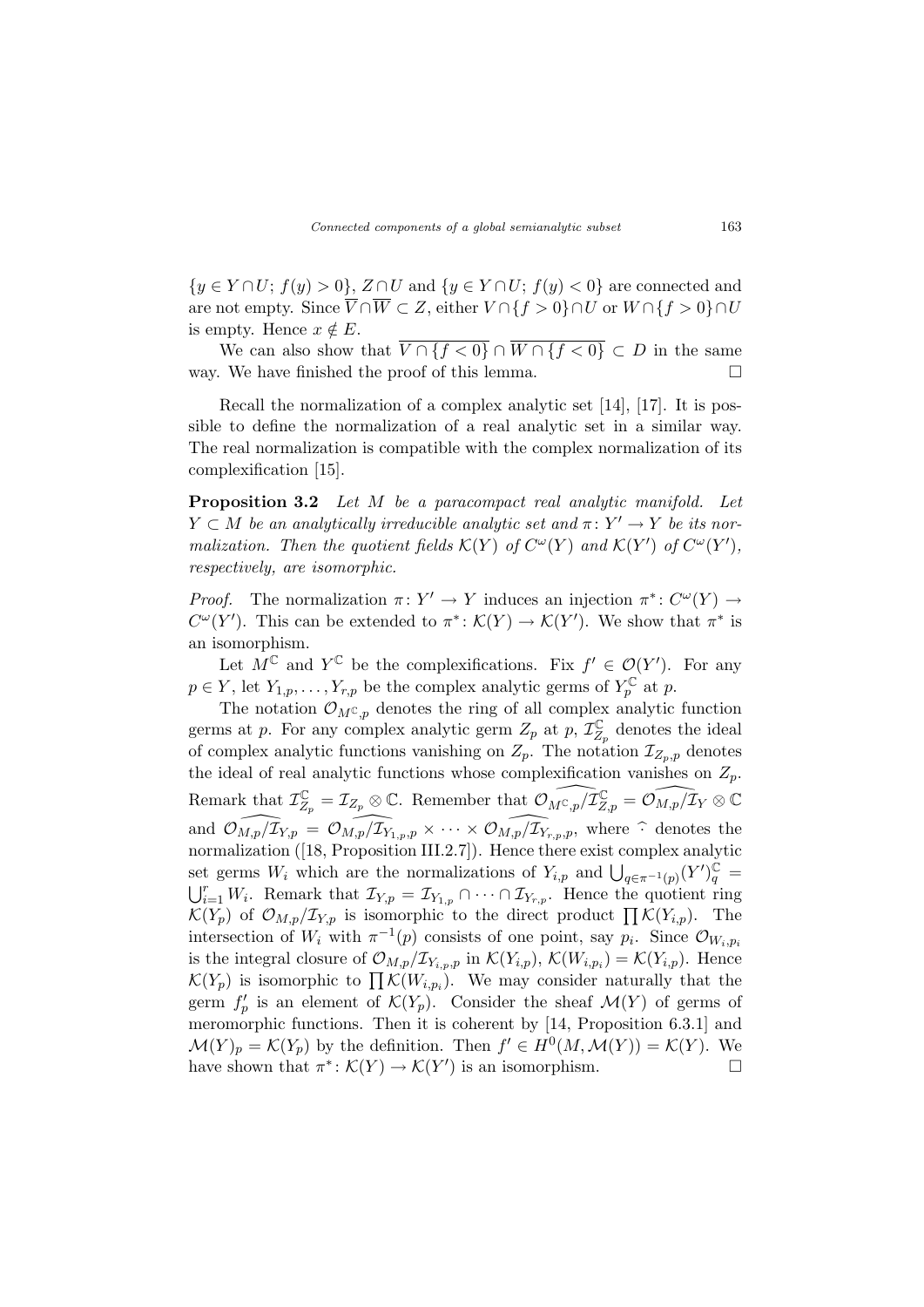$\{y \in Y \cap U;\ f(y) > 0\}$, $Z \cap U$ and $\{y \in Y \cap U;\ f(y) < 0\}$ are connected and are not empty. Since $\overline{V} \cap \overline{W} \subset Z$, either $V \cap \{f > 0\} \cap U$ or $W \cap \{f > 0\} \cap U$ is empty. Hence $x \notin E$.

We can also show that $\overline{V \cap \{f < 0\}} \cap \overline{W \cap \{f < 0\}} \subset D$ in the same way. We have finished the proof of this lemma. $\square$

Recall the normalization of a complex analytic set [14], [17]. It is possible to define the normalization of a real analytic set in a similar way. The real normalization is compatible with the complex normalization of its complexification [15].

**Proposition 3.2** *Let $M$ be a paracompact real analytic manifold. Let $Y \subset M$ be an analytically irreducible analytic set and $\pi\colon Y' \to Y$ be its normalization. Then the quotient fields $\mathcal{K}(Y)$ of $C^\omega(Y)$ and $\mathcal{K}(Y')$ of $C^\omega(Y')$, respectively, are isomorphic.*

*Proof.* The normalization $\pi\colon Y' \to Y$ induces an injection $\pi^*\colon C^\omega(Y) \to C^\omega(Y')$. This can be extended to $\pi^*\colon \mathcal{K}(Y) \to \mathcal{K}(Y')$. We show that $\pi^*$ is an isomorphism.

Let $M^{\mathbb{C}}$ and $Y^{\mathbb{C}}$ be the complexifications. Fix $f' \in \mathcal{O}(Y')$. For any $p \in Y$, let $Y_{1,p}, \ldots, Y_{r,p}$ be the complex analytic germs of $Y^{\mathbb{C}}_p$ at $p$.

The notation $\mathcal{O}_{M^{\mathbb{C}},p}$ denotes the ring of all complex analytic function germs at $p$. For any complex analytic germ $Z_p$ at $p$, $\mathcal{I}^{\mathbb{C}}_{Z_p}$ denotes the ideal of complex analytic functions vanishing on $Z_p$. The notation $\mathcal{I}_{Z_p,p}$ denotes the ideal of real analytic functions whose complexification vanishes on $Z_p$. Remark that $\mathcal{I}^{\mathbb{C}}_{Z_p} = \mathcal{I}_{Z_p} \otimes \mathbb{C}$. Remember that $\widehat{\mathcal{O}_{M^{\mathbb{C}},p}/\mathcal{I}^{\mathbb{C}}_{Z,p}} = \widehat{\mathcal{O}_{M,p}/\mathcal{I}_Y} \otimes \mathbb{C}$ and $\widehat{\mathcal{O}_{M,p}/\mathcal{I}_{Y,p}} = \widehat{\mathcal{O}_{M,p}/\mathcal{I}_{Y_{1,p},p}} \times \cdots \times \widehat{\mathcal{O}_{M,p}/\mathcal{I}_{Y_{r,p},p}}$, where $\widehat{\ }$ denotes the normalization ([18, Proposition III.2.7]). Hence there exist complex analytic set germs $W_i$ which are the normalizations of $Y_{i,p}$ and $\bigcup_{q \in \pi^{-1}(p)} (Y')^{\mathbb{C}}_q = \bigcup_{i=1}^r W_i$. Remark that $\mathcal{I}_{Y,p} = \mathcal{I}_{Y_{1,p}} \cap \cdots \cap \mathcal{I}_{Y_{r,p}}$. Hence the quotient ring $\mathcal{K}(Y_p)$ of $\mathcal{O}_{M,p}/\mathcal{I}_{Y,p}$ is isomorphic to the direct product $\prod \mathcal{K}(Y_{i,p})$. The intersection of $W_i$ with $\pi^{-1}(p)$ consists of one point, say $p_i$. Since $\mathcal{O}_{W_i,p_i}$ is the integral closure of $\mathcal{O}_{M,p}/\mathcal{I}_{Y_{i,p},p}$ in $\mathcal{K}(Y_{i,p})$, $\mathcal{K}(W_{i,p_i}) = \mathcal{K}(Y_{i,p})$. Hence $\mathcal{K}(Y_p)$ is isomorphic to $\prod \mathcal{K}(W_{i,p_i})$. We may consider naturally that the germ $f'_p$ is an element of $\mathcal{K}(Y_p)$. Consider the sheaf $\mathcal{M}(Y)$ of germs of meromorphic functions. Then it is coherent by [14, Proposition 6.3.1] and $\mathcal{M}(Y)_p = \mathcal{K}(Y_p)$ by the definition. Then $f' \in H^0(M, \mathcal{M}(Y)) = \mathcal{K}(Y)$. We have shown that $\pi^*\colon \mathcal{K}(Y) \to \mathcal{K}(Y')$ is an isomorphism. $\square$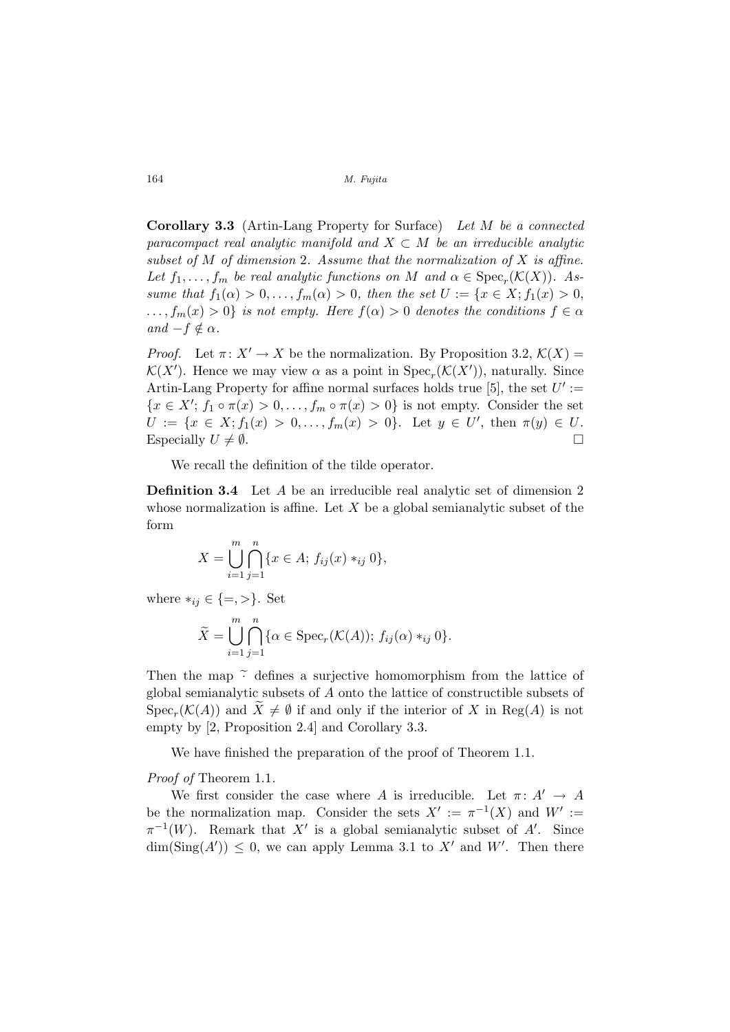**Corollary 3.3** (Artin-Lang Property for Surface) *Let $M$ be a connected paracompact real analytic manifold and $X \subset M$ be an irreducible analytic subset of $M$ of dimension 2. Assume that the normalization of $X$ is affine. Let $f_1, \dots, f_m$ be real analytic functions on $M$ and $\alpha \in \mathrm{Spec}_r(\mathcal{K}(X))$. Assume that $f_1(\alpha) > 0, \dots, f_m(\alpha) > 0$, then the set $U := \{x \in X; f_1(x) > 0, \dots, f_m(x) > 0\}$ is not empty. Here $f(\alpha) > 0$ denotes the conditions $f \in \alpha$ and $-f \notin \alpha$.*

*Proof.* Let $\pi \colon X' \to X$ be the normalization. By Proposition 3.2, $\mathcal{K}(X) = \mathcal{K}(X')$. Hence we may view $\alpha$ as a point in $\mathrm{Spec}_r(\mathcal{K}(X'))$, naturally. Since Artin-Lang Property for affine normal surfaces holds true [5], the set $U' := \{x \in X'; f_1 \circ \pi(x) > 0, \dots, f_m \circ \pi(x) > 0\}$ is not empty. Consider the set $U := \{x \in X; f_1(x) > 0, \dots, f_m(x) > 0\}$. Let $y \in U'$, then $\pi(y) \in U$. Especially $U \neq \emptyset$. □

We recall the definition of the tilde operator.

**Definition 3.4** Let $A$ be an irreducible real analytic set of dimension 2 whose normalization is affine. Let $X$ be a global semianalytic subset of the form

$$X = \bigcup_{i=1}^{m} \bigcap_{j=1}^{n} \{x \in A;\, f_{ij}(x) *_{ij} 0\},$$

where $*_{ij} \in \{=, >\}$. Set

$$\widetilde{X} = \bigcup_{i=1}^{m} \bigcap_{j=1}^{n} \{\alpha \in \mathrm{Spec}_r(\mathcal{K}(A));\, f_{ij}(\alpha) *_{ij} 0\}.$$

Then the map $\widetilde{\cdot}$ defines a surjective homomorphism from the lattice of global semianalytic subsets of $A$ onto the lattice of constructible subsets of $\mathrm{Spec}_r(\mathcal{K}(A))$ and $\widetilde{X} \neq \emptyset$ if and only if the interior of $X$ in $\mathrm{Reg}(A)$ is not empty by [2, Proposition 2.4] and Corollary 3.3.

We have finished the preparation of the proof of Theorem 1.1.

*Proof of* Theorem 1.1.

We first consider the case where $A$ is irreducible. Let $\pi \colon A' \to A$ be the normalization map. Consider the sets $X' := \pi^{-1}(X)$ and $W' := \pi^{-1}(W)$. Remark that $X'$ is a global semianalytic subset of $A'$. Since $\dim(\mathrm{Sing}(A')) \leq 0$, we can apply Lemma 3.1 to $X'$ and $W'$. Then there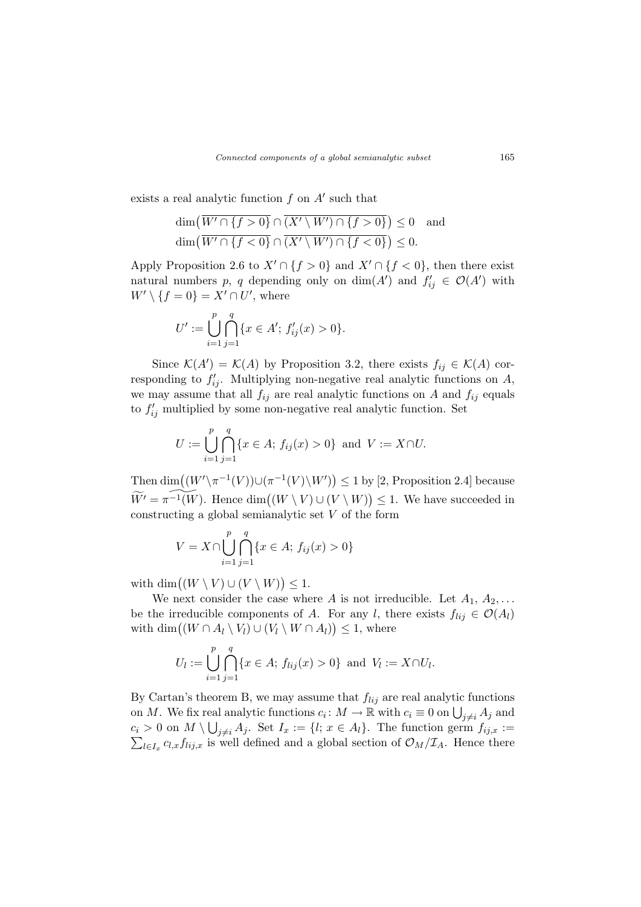exists a real analytic function $f$ on $A'$ such that

$$\dim\big(\overline{W' \cap \{f > 0\}} \cap \overline{(X' \setminus W') \cap \{f > 0\}}\big) \leq 0 \quad \text{and}$$
$$\dim\big(\overline{W' \cap \{f < 0\}} \cap \overline{(X' \setminus W') \cap \{f < 0\}}\big) \leq 0.$$

Apply Proposition 2.6 to $X' \cap \{f > 0\}$ and $X' \cap \{f < 0\}$, then there exist natural numbers $p$, $q$ depending only on $\dim(A')$ and $f'_{ij} \in \mathcal{O}(A')$ with $W' \setminus \{f = 0\} = X' \cap U'$, where

$$U' := \bigcup_{i=1}^{p} \bigcap_{j=1}^{q} \{x \in A';\, f'_{ij}(x) > 0\}.$$

Since $\mathcal{K}(A') = \mathcal{K}(A)$ by Proposition 3.2, there exists $f_{ij} \in \mathcal{K}(A)$ corresponding to $f'_{ij}$. Multiplying non-negative real analytic functions on $A$, we may assume that all $f_{ij}$ are real analytic functions on $A$ and $f_{ij}$ equals to $f'_{ij}$ multiplied by some non-negative real analytic function. Set

$$U := \bigcup_{i=1}^{p} \bigcap_{j=1}^{q} \{x \in A;\, f_{ij}(x) > 0\} \text{ and } V := X \cap U.$$

Then $\dim\big((W' \setminus \pi^{-1}(V)) \cup (\pi^{-1}(V) \setminus W')\big) \leq 1$ by [2, Proposition 2.4] because $\widetilde{W'} = \widetilde{\pi^{-1}(W)}$. Hence $\dim\big((W \setminus V) \cup (V \setminus W)\big) \leq 1$. We have succeeded in constructing a global semianalytic set $V$ of the form

$$V = X \cap \bigcup_{i=1}^{p} \bigcap_{j=1}^{q} \{x \in A;\, f_{ij}(x) > 0\}$$

with $\dim\big((W \setminus V) \cup (V \setminus W)\big) \leq 1$.

We next consider the case where $A$ is not irreducible. Let $A_1, A_2, \ldots$ be the irreducible components of $A$. For any $l$, there exists $f_{lij} \in \mathcal{O}(A_l)$ with $\dim\big((W \cap A_l \setminus V_l) \cup (V_l \setminus W \cap A_l)\big) \leq 1$, where

$$U_l := \bigcup_{i=1}^{p} \bigcap_{j=1}^{q} \{x \in A;\, f_{lij}(x) > 0\} \text{ and } V_l := X \cap U_l.$$

By Cartan's theorem B, we may assume that $f_{lij}$ are real analytic functions on $M$. We fix real analytic functions $c_i \colon M \to \mathbb{R}$ with $c_i \equiv 0$ on $\bigcup_{j \neq i} A_j$ and $c_i > 0$ on $M \setminus \bigcup_{j \neq i} A_j$. Set $I_x := \{l;\, x \in A_l\}$. The function germ $f_{ij,x} := \sum_{l \in I_x} c_{l,x} f_{lij,x}$ is well defined and a global section of $\mathcal{O}_M/\mathcal{I}_A$. Hence there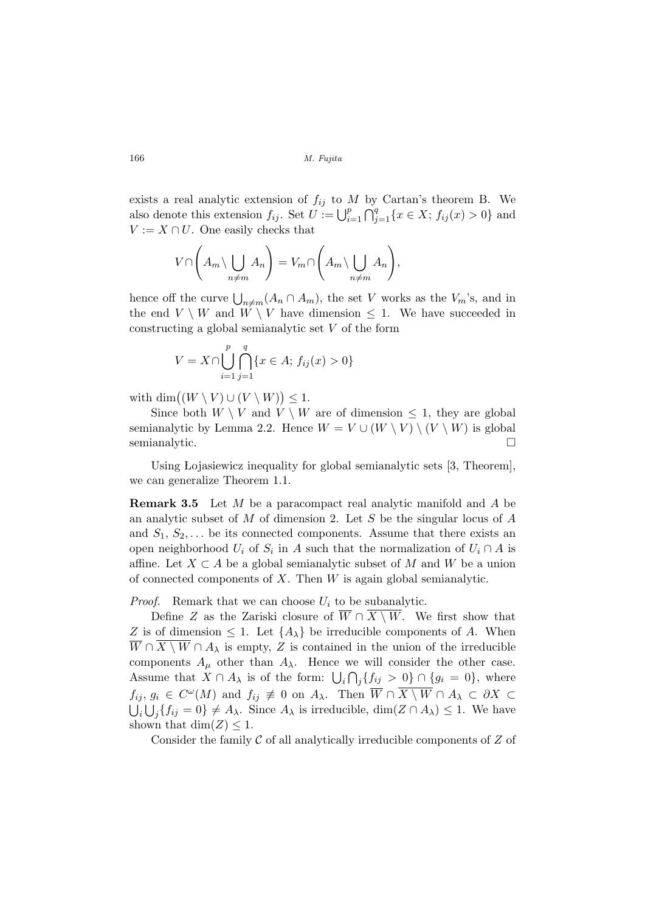exists a real analytic extension of $f_{ij}$ to $M$ by Cartan's theorem B. We also denote this extension $f_{ij}$. Set $U := \bigcup_{i=1}^{p} \bigcap_{j=1}^{q} \{x \in X;\, f_{ij}(x) > 0\}$ and $V := X \cap U$. One easily checks that

$$V \cap \left( A_m \setminus \bigcup_{n \neq m} A_n \right) = V_m \cap \left( A_m \setminus \bigcup_{n \neq m} A_n \right),$$

hence off the curve $\bigcup_{n \neq m}(A_n \cap A_m)$, the set $V$ works as the $V_m$'s, and in the end $V \setminus W$ and $W \setminus V$ have dimension $\leq 1$. We have succeeded in constructing a global semianalytic set $V$ of the form

$$V = X \cap \bigcup_{i=1}^{p} \bigcap_{j=1}^{q} \{x \in A;\, f_{ij}(x) > 0\}$$

with $\dim\big((W \setminus V) \cup (V \setminus W)\big) \leq 1$.

Since both $W \setminus V$ and $V \setminus W$ are of dimension $\leq 1$, they are global semianalytic by Lemma 2.2. Hence $W = V \cup (W \setminus V) \setminus (V \setminus W)$ is global semianalytic. $\square$

Using Łojasiewicz inequality for global semianalytic sets [3, Theorem], we can generalize Theorem 1.1.

**Remark 3.5** Let $M$ be a paracompact real analytic manifold and $A$ be an analytic subset of $M$ of dimension 2. Let $S$ be the singular locus of $A$ and $S_1, S_2, \dots$ be its connected components. Assume that there exists an open neighborhood $U_i$ of $S_i$ in $A$ such that the normalization of $U_i \cap A$ is affine. Let $X \subset A$ be a global semianalytic subset of $M$ and $W$ be a union of connected components of $X$. Then $W$ is again global semianalytic.

*Proof.* Remark that we can choose $U_i$ to be subanalytic.

Define $Z$ as the Zariski closure of $\overline{W} \cap \overline{X \setminus W}$. We first show that $Z$ is of dimension $\leq 1$. Let $\{A_\lambda\}$ be irreducible components of $A$. When $\overline{W} \cap \overline{X \setminus W} \cap A_\lambda$ is empty, $Z$ is contained in the union of the irreducible components $A_\mu$ other than $A_\lambda$. Hence we will consider the other case. Assume that $X \cap A_\lambda$ is of the form: $\bigcup_i \bigcap_j \{f_{ij} > 0\} \cap \{g_i = 0\}$, where $f_{ij},\, g_i \in C^\omega(M)$ and $f_{ij} \not\equiv 0$ on $A_\lambda$. Then $\overline{W} \cap \overline{X \setminus W} \cap A_\lambda \subset \partial X \subset \bigcup_i \bigcup_j \{f_{ij} = 0\} \neq A_\lambda$. Since $A_\lambda$ is irreducible, $\dim(Z \cap A_\lambda) \leq 1$. We have shown that $\dim(Z) \leq 1$.

Consider the family $\mathcal{C}$ of all analytically irreducible components of $Z$ of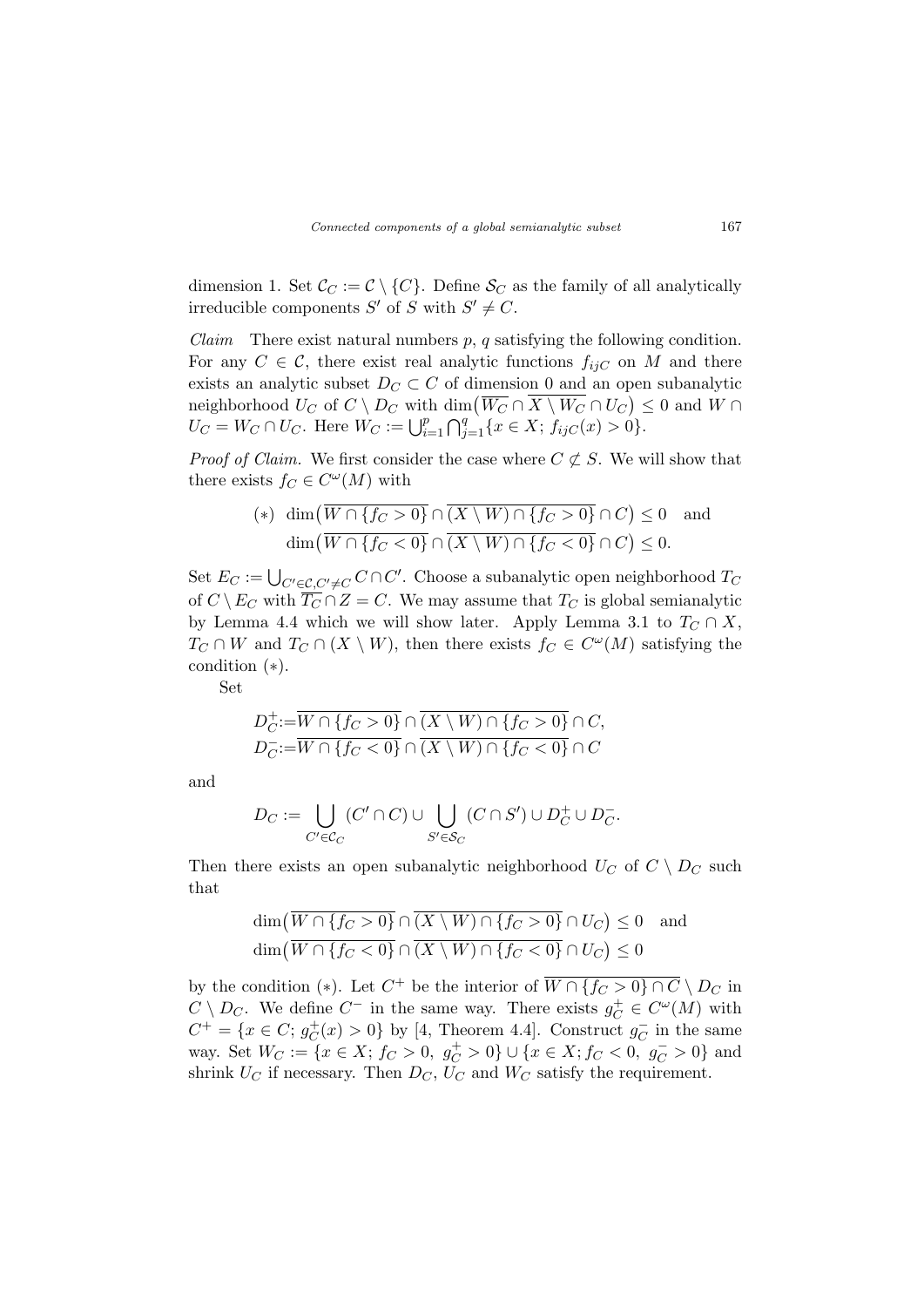dimension 1. Set $\mathcal{C}_C := \mathcal{C} \setminus \{C\}$. Define $\mathcal{S}_C$ as the family of all analytically irreducible components $S'$ of $S$ with $S' \neq C$.

*Claim* There exist natural numbers $p$, $q$ satisfying the following condition. For any $C \in \mathcal{C}$, there exist real analytic functions $f_{ijC}$ on $M$ and there exists an analytic subset $D_C \subset C$ of dimension 0 and an open subanalytic neighborhood $U_C$ of $C \setminus D_C$ with $\dim\big(\overline{W_C} \cap \overline{X \setminus W_C} \cap U_C\big) \leq 0$ and $W \cap U_C = W_C \cap U_C$. Here $W_C := \bigcup_{i=1}^p \bigcap_{j=1}^q \{x \in X;\, f_{ijC}(x) > 0\}$.

*Proof of Claim.* We first consider the case where $C \not\subset S$. We will show that there exists $f_C \in C^\omega(M)$ with

$$(*)\ \ \dim\big(\overline{W \cap \{f_C > 0\}} \cap \overline{(X \setminus W) \cap \{f_C > 0\}} \cap C\big) \leq 0 \quad \text{and}$$
$$\dim\big(\overline{W \cap \{f_C < 0\}} \cap \overline{(X \setminus W) \cap \{f_C < 0\}} \cap C\big) \leq 0.$$

Set $E_C := \bigcup_{C' \in \mathcal{C}, C' \neq C} C \cap C'$. Choose a subanalytic open neighborhood $T_C$ of $C \setminus E_C$ with $\overline{T_C} \cap Z = C$. We may assume that $T_C$ is global semianalytic by Lemma 4.4 which we will show later. Apply Lemma 3.1 to $T_C \cap X$, $T_C \cap W$ and $T_C \cap (X \setminus W)$, then there exists $f_C \in C^\omega(M)$ satisfying the condition $(*)$.

Set

$$D_C^+ := \overline{W \cap \{f_C > 0\}} \cap \overline{(X \setminus W) \cap \{f_C > 0\}} \cap C,$$
$$D_C^- := \overline{W \cap \{f_C < 0\}} \cap \overline{(X \setminus W) \cap \{f_C < 0\}} \cap C$$

and

$$D_C := \bigcup_{C' \in \mathcal{C}_C} (C' \cap C) \cup \bigcup_{S' \in \mathcal{S}_C} (C \cap S') \cup D_C^+ \cup D_C^-.$$

Then there exists an open subanalytic neighborhood $U_C$ of $C \setminus D_C$ such that

$$\dim\big(\overline{W \cap \{f_C > 0\}} \cap \overline{(X \setminus W) \cap \{f_C > 0\}} \cap U_C\big) \leq 0 \quad \text{and}$$
$$\dim\big(\overline{W \cap \{f_C < 0\}} \cap \overline{(X \setminus W) \cap \{f_C < 0\}} \cap U_C\big) \leq 0$$

by the condition $(*)$. Let $C^+$ be the interior of $\overline{W \cap \{f_C > 0\} \cap C} \setminus D_C$ in $C \setminus D_C$. We define $C^-$ in the same way. There exists $g_C^+ \in C^\omega(M)$ with $C^+ = \{x \in C;\, g_C^+(x) > 0\}$ by [4, Theorem 4.4]. Construct $g_C^-$ in the same way. Set $W_C := \{x \in X;\, f_C > 0,\ g_C^+ > 0\} \cup \{x \in X; f_C < 0,\ g_C^- > 0\}$ and shrink $U_C$ if necessary. Then $D_C$, $U_C$ and $W_C$ satisfy the requirement.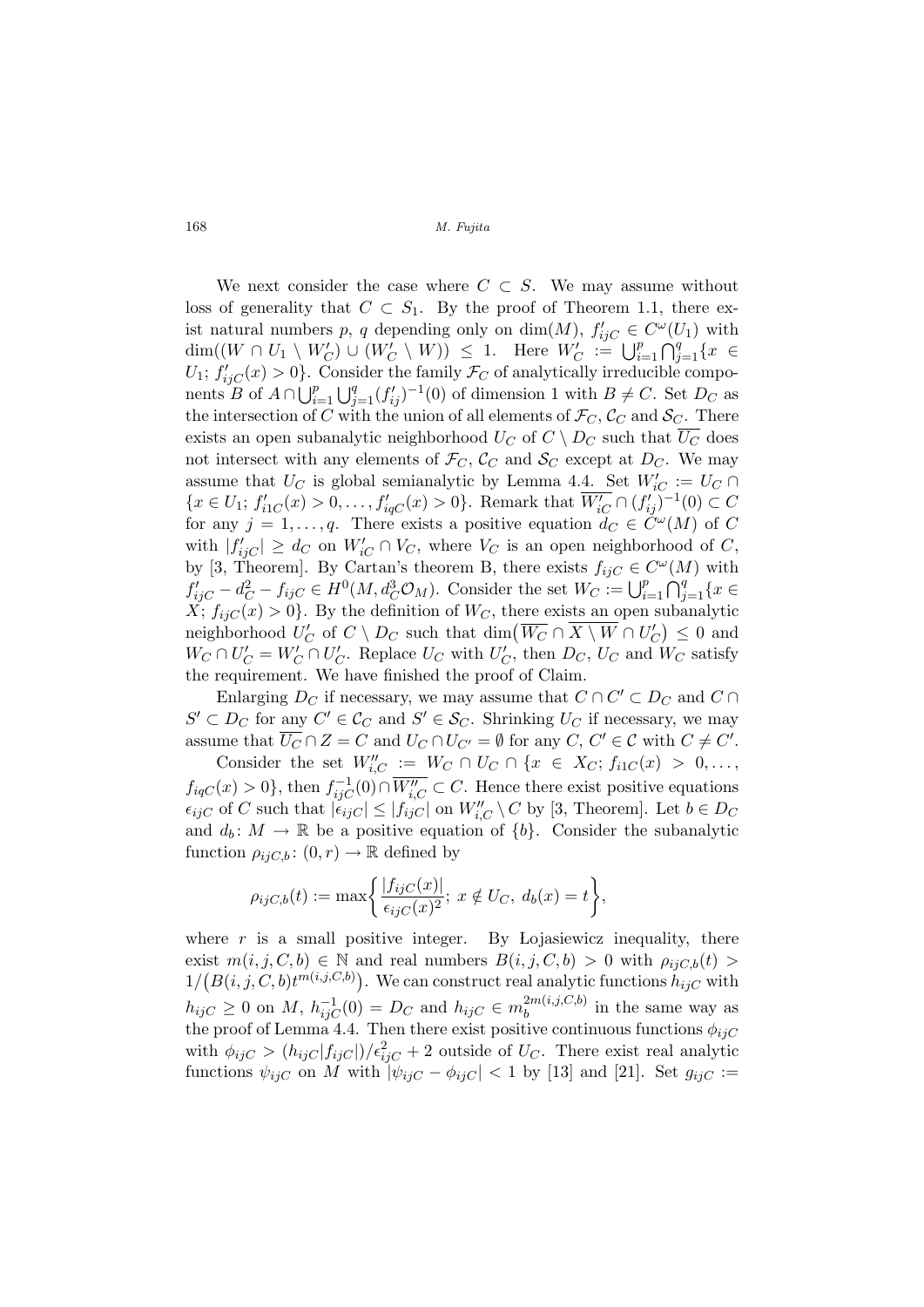We next consider the case where $C \subset S$. We may assume without loss of generality that $C \subset S_1$. By the proof of Theorem 1.1, there exist natural numbers $p$, $q$ depending only on $\dim(M)$, $f'_{ijC} \in C^\omega(U_1)$ with $\dim((W \cap U_1 \setminus W'_C) \cup (W'_C \setminus W)) \leq 1$. Here $W'_C := \bigcup_{i=1}^p \bigcap_{j=1}^q \{x \in U_1;\, f'_{ijC}(x) > 0\}$. Consider the family $\mathcal{F}_C$ of analytically irreducible components $B$ of $A \cap \bigcup_{i=1}^p \bigcup_{j=1}^q (f'_{ij})^{-1}(0)$ of dimension 1 with $B \neq C$. Set $D_C$ as the intersection of $C$ with the union of all elements of $\mathcal{F}_C$, $\mathcal{C}_C$ and $\mathcal{S}_C$. There exists an open subanalytic neighborhood $U_C$ of $C \setminus D_C$ such that $\overline{U_C}$ does not intersect with any elements of $\mathcal{F}_C$, $\mathcal{C}_C$ and $\mathcal{S}_C$ except at $D_C$. We may assume that $U_C$ is global semianalytic by Lemma 4.4. Set $W'_{iC} := U_C \cap \{x \in U_1;\, f'_{i1C}(x) > 0, \ldots, f'_{iqC}(x) > 0\}$. Remark that $\overline{W'_{iC}} \cap (f'_{ij})^{-1}(0) \subset C$ for any $j = 1, \ldots, q$. There exists a positive equation $d_C \in C^\omega(M)$ of $C$ with $|f'_{ijC}| \geq d_C$ on $W'_{iC} \cap V_C$, where $V_C$ is an open neighborhood of $C$, by [3, Theorem]. By Cartan's theorem B, there exists $f_{ijC} \in C^\omega(M)$ with $f'_{ijC} - d_C^2 - f_{ijC} \in H^0(M, d_C^3 \mathcal{O}_M)$. Consider the set $W_C := \bigcup_{i=1}^p \bigcap_{j=1}^q \{x \in X;\, f_{ijC}(x) > 0\}$. By the definition of $W_C$, there exists an open subanalytic neighborhood $U'_C$ of $C \setminus D_C$ such that $\dim\big(\overline{W_C} \cap \overline{X \setminus W} \cap U'_C\big) \leq 0$ and $W_C \cap U'_C = W'_C \cap U'_C$. Replace $U_C$ with $U'_C$, then $D_C$, $U_C$ and $W_C$ satisfy the requirement. We have finished the proof of Claim.

Enlarging $D_C$ if necessary, we may assume that $C \cap C' \subset D_C$ and $C \cap S' \subset D_C$ for any $C' \in \mathcal{C}_C$ and $S' \in \mathcal{S}_C$. Shrinking $U_C$ if necessary, we may assume that $\overline{U_C} \cap Z = C$ and $U_C \cap U_{C'} = \emptyset$ for any $C, C' \in \mathcal{C}$ with $C \neq C'$.

Consider the set $W''_{i,C} := W_C \cap U_C \cap \{x \in X_C;\, f_{i1C}(x) > 0, \ldots, f_{iqC}(x) > 0\}$, then $f_{ijC}^{-1}(0) \cap \overline{W''_{i,C}} \subset C$. Hence there exist positive equations $\epsilon_{ijC}$ of $C$ such that $|\epsilon_{ijC}| \leq |f_{ijC}|$ on $W''_{i,C} \setminus C$ by [3, Theorem]. Let $b \in D_C$ and $d_b \colon M \to \mathbb{R}$ be a positive equation of $\{b\}$. Consider the subanalytic function $\rho_{ijC,b} \colon (0, r) \to \mathbb{R}$ defined by

$$\rho_{ijC,b}(t) := \max\left\{ \frac{|f_{ijC}(x)|}{\epsilon_{ijC}(x)^2};\ x \notin U_C,\ d_b(x) = t \right\},$$

where $r$ is a small positive integer. By Łojasiewicz inequality, there exist $m(i,j,C,b) \in \mathbb{N}$ and real numbers $B(i,j,C,b) > 0$ with $\rho_{ijC,b}(t) > 1/\big(B(i,j,C,b)t^{m(i,j,C,b)}\big)$. We can construct real analytic functions $h_{ijC}$ with $h_{ijC} \geq 0$ on $M$, $h_{ijC}^{-1}(0) = D_C$ and $h_{ijC} \in m_b^{2m(i,j,C,b)}$ in the same way as the proof of Lemma 4.4. Then there exist positive continuous functions $\phi_{ijC}$ with $\phi_{ijC} > (h_{ijC}|f_{ijC}|)/\epsilon_{ijC}^2 + 2$ outside of $U_C$. There exist real analytic functions $\psi_{ijC}$ on $M$ with $|\psi_{ijC} - \phi_{ijC}| < 1$ by [13] and [21]. Set $g_{ijC} :=$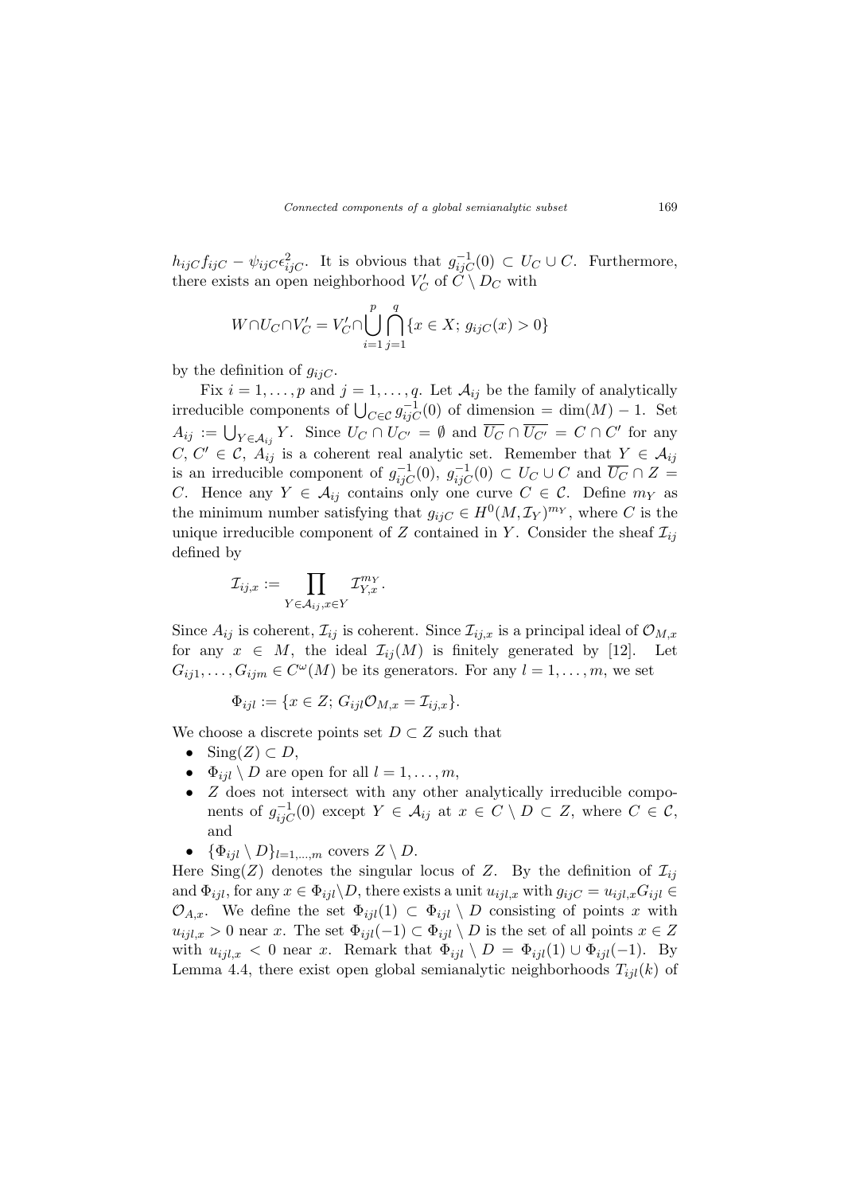$h_{ijC}f_{ijC} - \psi_{ijC}\epsilon_{ijC}^2$. It is obvious that $g_{ijC}^{-1}(0) \subset U_C \cup C$. Furthermore, there exists an open neighborhood $V'_C$ of $C \setminus D_C$ with

$$W \cap U_C \cap V'_C = V'_C \cap \bigcup_{i=1}^{p} \bigcap_{j=1}^{q} \{x \in X;\, g_{ijC}(x) > 0\}$$

by the definition of $g_{ijC}$.

Fix $i = 1, \ldots, p$ and $j = 1, \ldots, q$. Let $\mathcal{A}_{ij}$ be the family of analytically irreducible components of $\bigcup_{C \in \mathcal{C}} g_{ijC}^{-1}(0)$ of dimension $= \dim(M) - 1$. Set $A_{ij} := \bigcup_{Y \in \mathcal{A}_{ij}} Y$. Since $U_C \cap U_{C'} = \emptyset$ and $\overline{U_C} \cap \overline{U_{C'}} = C \cap C'$ for any $C, C' \in \mathcal{C}$, $A_{ij}$ is a coherent real analytic set. Remember that $Y \in \mathcal{A}_{ij}$ is an irreducible component of $g_{ijC}^{-1}(0)$, $g_{ijC}^{-1}(0) \subset U_C \cup C$ and $\overline{U_C} \cap Z = C$. Hence any $Y \in \mathcal{A}_{ij}$ contains only one curve $C \in \mathcal{C}$. Define $m_Y$ as the minimum number satisfying that $g_{ijC} \in H^0(M, \mathcal{I}_Y)^{m_Y}$, where $C$ is the unique irreducible component of $Z$ contained in $Y$. Consider the sheaf $\mathcal{I}_{ij}$ defined by

$$\mathcal{I}_{ij,x} := \prod_{Y \in \mathcal{A}_{ij}, x \in Y} \mathcal{I}_{Y,x}^{m_Y}.$$

Since $A_{ij}$ is coherent, $\mathcal{I}_{ij}$ is coherent. Since $\mathcal{I}_{ij,x}$ is a principal ideal of $\mathcal{O}_{M,x}$ for any $x \in M$, the ideal $\mathcal{I}_{ij}(M)$ is finitely generated by [12]. Let $G_{ij1}, \ldots, G_{ijm} \in C^\omega(M)$ be its generators. For any $l = 1, \ldots, m$, we set

$$\Phi_{ijl} := \{x \in Z;\, G_{ijl}\mathcal{O}_{M,x} = \mathcal{I}_{ij,x}\}.$$

We choose a discrete points set $D \subset Z$ such that

- $\mathrm{Sing}(Z) \subset D$,
- $\Phi_{ijl} \setminus D$ are open for all $l = 1, \ldots, m$,
- $Z$ does not intersect with any other analytically irreducible components of $g_{ijC}^{-1}(0)$ except $Y \in \mathcal{A}_{ij}$ at $x \in C \setminus D \subset Z$, where $C \in \mathcal{C}$, and
- $\{\Phi_{ijl} \setminus D\}_{l=1,\ldots,m}$ covers $Z \setminus D$.

Here $\mathrm{Sing}(Z)$ denotes the singular locus of $Z$. By the definition of $\mathcal{I}_{ij}$ and $\Phi_{ijl}$, for any $x \in \Phi_{ijl} \setminus D$, there exists a unit $u_{ijl,x}$ with $g_{ijC} = u_{ijl,x}G_{ijl} \in \mathcal{O}_{A,x}$. We define the set $\Phi_{ijl}(1) \subset \Phi_{ijl} \setminus D$ consisting of points $x$ with $u_{ijl,x} > 0$ near $x$. The set $\Phi_{ijl}(-1) \subset \Phi_{ijl} \setminus D$ is the set of all points $x \in Z$ with $u_{ijl,x} < 0$ near $x$. Remark that $\Phi_{ijl} \setminus D = \Phi_{ijl}(1) \cup \Phi_{ijl}(-1)$. By Lemma 4.4, there exist open global semianalytic neighborhoods $T_{ijl}(k)$ of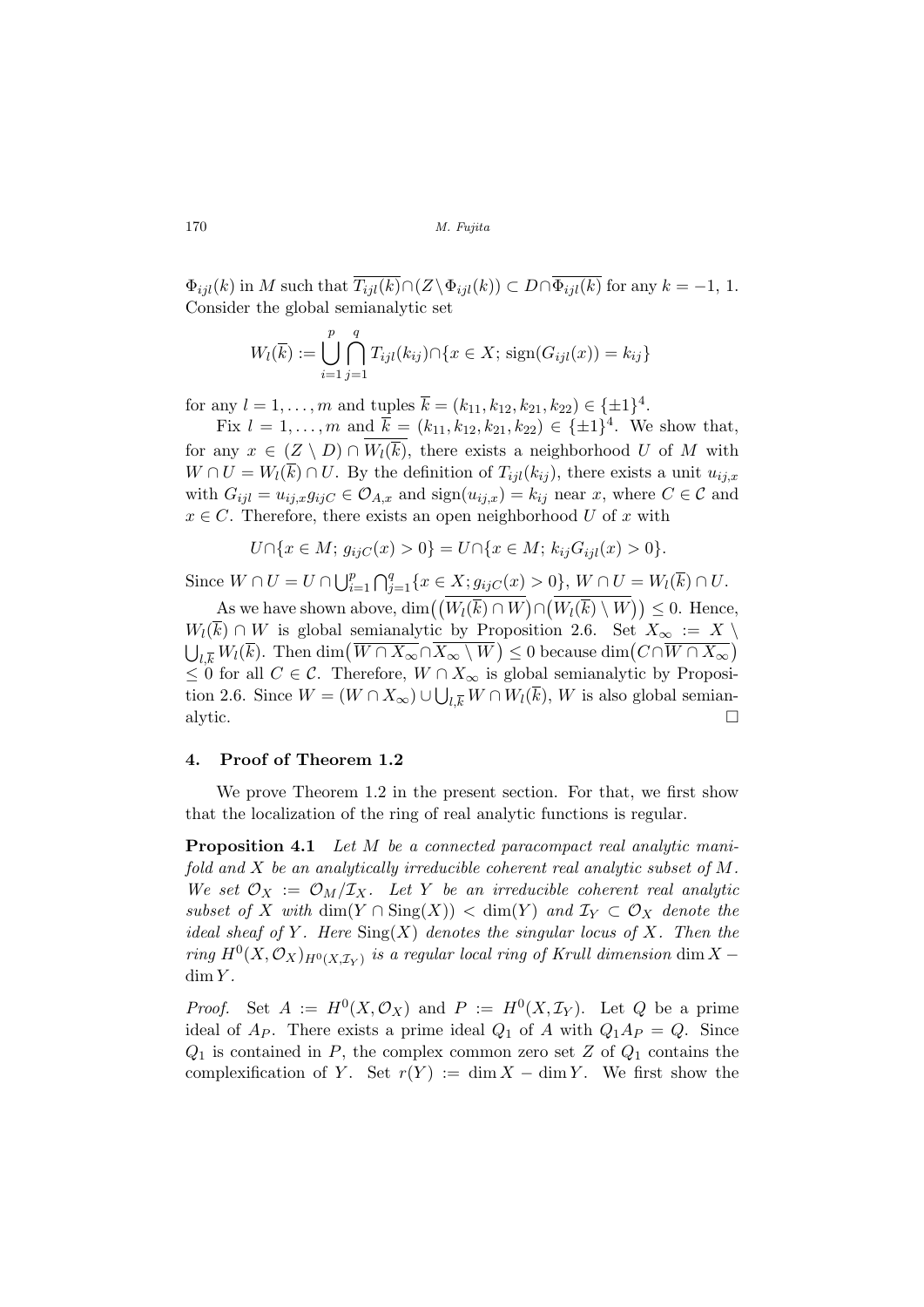$\Phi_{ijl}(k)$ in $M$ such that $\overline{T_{ijl}(k)} \cap (Z \setminus \Phi_{ijl}(k)) \subset D \cap \overline{\Phi_{ijl}(k)}$ for any $k = -1, 1$. Consider the global semianalytic set

$$W_l(\overline{k}) := \bigcup_{i=1}^{p} \bigcap_{j=1}^{q} T_{ijl}(k_{ij}) \cap \{x \in X;\, \mathrm{sign}(G_{ijl}(x)) = k_{ij}\}$$

for any $l = 1, \dots, m$ and tuples $\overline{k} = (k_{11}, k_{12}, k_{21}, k_{22}) \in \{\pm 1\}^4$.

Fix $l = 1, \dots, m$ and $\overline{k} = (k_{11}, k_{12}, k_{21}, k_{22}) \in \{\pm 1\}^4$. We show that, for any $x \in (Z \setminus D) \cap \overline{W_l(\overline{k})}$, there exists a neighborhood $U$ of $M$ with $W \cap U = W_l(\overline{k}) \cap U$. By the definition of $T_{ijl}(k_{ij})$, there exists a unit $u_{ij,x}$ with $G_{ijl} = u_{ij,x} g_{ijC} \in \mathcal{O}_{A,x}$ and $\mathrm{sign}(u_{ij,x}) = k_{ij}$ near $x$, where $C \in \mathcal{C}$ and $x \in C$. Therefore, there exists an open neighborhood $U$ of $x$ with

$$U \cap \{x \in M;\, g_{ijC}(x) > 0\} = U \cap \{x \in M;\, k_{ij} G_{ijl}(x) > 0\}.$$

Since $W \cap U = U \cap \bigcup_{i=1}^{p} \bigcap_{j=1}^{q} \{x \in X; g_{ijC}(x) > 0\}$, $W \cap U = W_l(\overline{k}) \cap U$.

As we have shown above, $\dim\big(\big(\overline{W_l(\overline{k}) \cap W}\big) \cap \big(\overline{W_l(\overline{k}) \setminus W}\big)\big) \leq 0$. Hence, $W_l(\overline{k}) \cap W$ is global semianalytic by Proposition 2.6. Set $X_\infty := X \setminus \bigcup_{l,\overline{k}} W_l(\overline{k})$. Then $\dim\big(\overline{W \cap X_\infty} \cap \overline{X_\infty \setminus W}\big) \leq 0$ because $\dim\big(C \cap \overline{W \cap X_\infty}\big) \leq 0$ for all $C \in \mathcal{C}$. Therefore, $W \cap X_\infty$ is global semianalytic by Proposition 2.6. Since $W = (W \cap X_\infty) \cup \bigcup_{l,\overline{k}} W \cap W_l(\overline{k})$, $W$ is also global semianalytic. $\square$

## 4. Proof of Theorem 1.2

We prove Theorem 1.2 in the present section. For that, we first show that the localization of the ring of real analytic functions is regular.

**Proposition 4.1** *Let $M$ be a connected paracompact real analytic manifold and $X$ be an analytically irreducible coherent real analytic subset of $M$. We set $\mathcal{O}_X := \mathcal{O}_M/\mathcal{I}_X$. Let $Y$ be an irreducible coherent real analytic subset of $X$ with $\dim(Y \cap \mathrm{Sing}(X)) < \dim(Y)$ and $\mathcal{I}_Y \subset \mathcal{O}_X$ denote the ideal sheaf of $Y$. Here $\mathrm{Sing}(X)$ denotes the singular locus of $X$. Then the ring $H^0(X, \mathcal{O}_X)_{H^0(X, \mathcal{I}_Y)}$ is a regular local ring of Krull dimension $\dim X - \dim Y$.*

*Proof.* Set $A := H^0(X, \mathcal{O}_X)$ and $P := H^0(X, \mathcal{I}_Y)$. Let $Q$ be a prime ideal of $A_P$. There exists a prime ideal $Q_1$ of $A$ with $Q_1 A_P = Q$. Since $Q_1$ is contained in $P$, the complex common zero set $Z$ of $Q_1$ contains the complexification of $Y$. Set $r(Y) := \dim X - \dim Y$. We first show the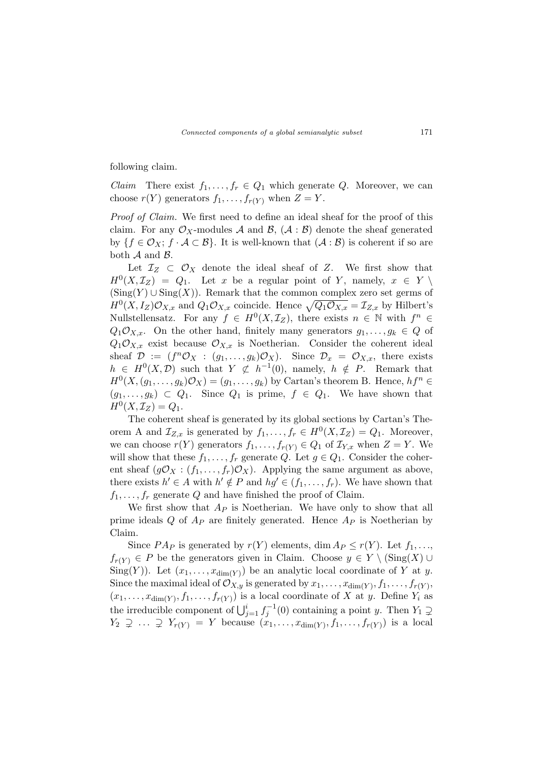following claim.

*Claim* There exist $f_1, \ldots, f_r \in Q_1$ which generate $Q$. Moreover, we can choose $r(Y)$ generators $f_1, \ldots, f_{r(Y)}$ when $Z = Y$.

*Proof of Claim.* We first need to define an ideal sheaf for the proof of this claim. For any $\mathcal{O}_X$-modules $\mathcal{A}$ and $\mathcal{B}$, $(\mathcal{A} : \mathcal{B})$ denote the sheaf generated by $\{f \in \mathcal{O}_X;\ f \cdot \mathcal{A} \subset \mathcal{B}\}$. It is well-known that $(\mathcal{A} : \mathcal{B})$ is coherent if so are both $\mathcal{A}$ and $\mathcal{B}$.

Let $\mathcal{I}_Z \subset \mathcal{O}_X$ denote the ideal sheaf of $Z$. We first show that $H^0(X, \mathcal{I}_Z) = Q_1$. Let $x$ be a regular point of $Y$, namely, $x \in Y \setminus (\mathrm{Sing}(Y) \cup \mathrm{Sing}(X))$. Remark that the common complex zero set germs of $H^0(X, I_Z)\mathcal{O}_{X,x}$ and $Q_1\mathcal{O}_{X,x}$ coincide. Hence $\sqrt{Q_1\mathcal{O}_{X,x}} = \mathcal{I}_{Z,x}$ by Hilbert's Nullstellensatz. For any $f \in H^0(X, \mathcal{I}_Z)$, there exists $n \in \mathbb{N}$ with $f^n \in Q_1\mathcal{O}_{X,x}$. On the other hand, finitely many generators $g_1, \ldots, g_k \in Q$ of $Q_1\mathcal{O}_{X,x}$ exist because $\mathcal{O}_{X,x}$ is Noetherian. Consider the coherent ideal sheaf $\mathcal{D} := (f^n\mathcal{O}_X : (g_1, \ldots, g_k)\mathcal{O}_X)$. Since $\mathcal{D}_x = \mathcal{O}_{X,x}$, there exists $h \in H^0(X, \mathcal{D})$ such that $Y \not\subset h^{-1}(0)$, namely, $h \notin P$. Remark that $H^0(X, (g_1, \ldots, g_k)\mathcal{O}_X) = (g_1, \ldots, g_k)$ by Cartan's theorem B. Hence, $hf^n \in (g_1, \ldots, g_k) \subset Q_1$. Since $Q_1$ is prime, $f \in Q_1$. We have shown that $H^0(X, \mathcal{I}_Z) = Q_1$.

The coherent sheaf is generated by its global sections by Cartan's Theorem A and $\mathcal{I}_{Z,x}$ is generated by $f_1, \ldots, f_r \in H^0(X, \mathcal{I}_Z) = Q_1$. Moreover, we can choose $r(Y)$ generators $f_1, \ldots, f_{r(Y)} \in Q_1$ of $\mathcal{I}_{Y,x}$ when $Z = Y$. We will show that these $f_1, \ldots, f_r$ generate $Q$. Let $g \in Q_1$. Consider the coherent sheaf $(g\mathcal{O}_X : (f_1, \ldots, f_r)\mathcal{O}_X)$. Applying the same argument as above, there exists $h' \in A$ with $h' \notin P$ and $hg' \in (f_1, \ldots, f_r)$. We have shown that $f_1, \ldots, f_r$ generate $Q$ and have finished the proof of Claim.

We first show that $A_P$ is Noetherian. We have only to show that all prime ideals $Q$ of $A_P$ are finitely generated. Hence $A_P$ is Noetherian by Claim.

Since $PA_P$ is generated by $r(Y)$ elements, $\dim A_P \leq r(Y)$. Let $f_1, \ldots, f_{r(Y)} \in P$ be the generators given in Claim. Choose $y \in Y \setminus (\mathrm{Sing}(X) \cup \mathrm{Sing}(Y))$. Let $(x_1, \ldots, x_{\dim(Y)})$ be an analytic local coordinate of $Y$ at $y$. Since the maximal ideal of $\mathcal{O}_{X,y}$ is generated by $x_1, \ldots, x_{\dim(Y)}, f_1, \ldots, f_{r(Y)}$, $(x_1, \ldots, x_{\dim(Y)}, f_1, \ldots, f_{r(Y)})$ is a local coordinate of $X$ at $y$. Define $Y_i$ as the irreducible component of $\bigcup_{j=1}^{i} f_j^{-1}(0)$ containing a point $y$. Then $Y_1 \supsetneq Y_2 \supsetneq \ldots \supsetneq Y_{r(Y)} = Y$ because $(x_1, \ldots, x_{\dim(Y)}, f_1, \ldots, f_{r(Y)})$ is a local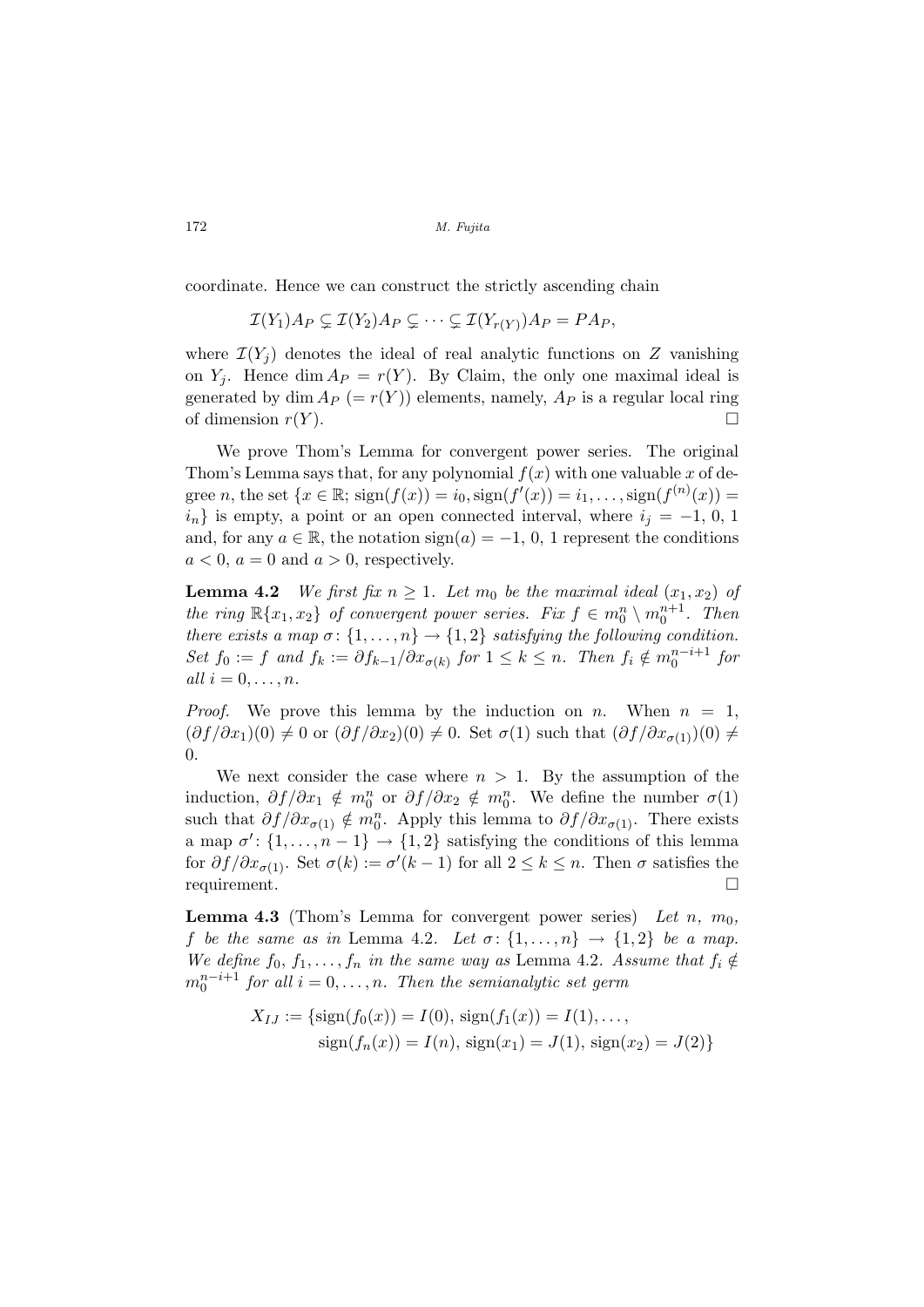coordinate. Hence we can construct the strictly ascending chain

$$\mathcal{I}(Y_1)A_P \subsetneq \mathcal{I}(Y_2)A_P \subsetneq \cdots \subsetneq \mathcal{I}(Y_{r(Y)})A_P = PA_P,$$

where $\mathcal{I}(Y_j)$ denotes the ideal of real analytic functions on $Z$ vanishing on $Y_j$. Hence $\dim A_P = r(Y)$. By Claim, the only one maximal ideal is generated by $\dim A_P$ ($= r(Y)$) elements, namely, $A_P$ is a regular local ring of dimension $r(Y)$. $\square$

We prove Thom's Lemma for convergent power series. The original Thom's Lemma says that, for any polynomial $f(x)$ with one valuable $x$ of degree $n$, the set $\{x \in \mathbb{R};\ \mathrm{sign}(f(x)) = i_0, \mathrm{sign}(f'(x)) = i_1, \ldots, \mathrm{sign}(f^{(n)}(x)) = i_n\}$ is empty, a point or an open connected interval, where $i_j = -1,\ 0,\ 1$ and, for any $a \in \mathbb{R}$, the notation $\mathrm{sign}(a) = -1,\ 0,\ 1$ represent the conditions $a < 0$, $a = 0$ and $a > 0$, respectively.

**Lemma 4.2** *We first fix $n \geq 1$. Let $m_0$ be the maximal ideal $(x_1, x_2)$ of the ring $\mathbb{R}\{x_1, x_2\}$ of convergent power series. Fix $f \in m_0^n \setminus m_0^{n+1}$. Then there exists a map $\sigma\colon \{1, \ldots, n\} \to \{1, 2\}$ satisfying the following condition. Set $f_0 := f$ and $f_k := \partial f_{k-1}/\partial x_{\sigma(k)}$ for $1 \leq k \leq n$. Then $f_i \notin m_0^{n-i+1}$ for all $i = 0, \ldots, n$.*

*Proof.* We prove this lemma by the induction on $n$. When $n = 1$, $(\partial f/\partial x_1)(0) \neq 0$ or $(\partial f/\partial x_2)(0) \neq 0$. Set $\sigma(1)$ such that $(\partial f/\partial x_{\sigma(1)})(0) \neq 0$.

We next consider the case where $n > 1$. By the assumption of the induction, $\partial f/\partial x_1 \notin m_0^n$ or $\partial f/\partial x_2 \notin m_0^n$. We define the number $\sigma(1)$ such that $\partial f/\partial x_{\sigma(1)} \notin m_0^n$. Apply this lemma to $\partial f/\partial x_{\sigma(1)}$. There exists a map $\sigma'\colon \{1, \ldots, n-1\} \to \{1, 2\}$ satisfying the conditions of this lemma for $\partial f/\partial x_{\sigma(1)}$. Set $\sigma(k) := \sigma'(k-1)$ for all $2 \leq k \leq n$. Then $\sigma$ satisfies the requirement. $\square$

**Lemma 4.3** (Thom's Lemma for convergent power series) *Let $n$, $m_0$, $f$ be the same as in* Lemma 4.2. *Let $\sigma\colon \{1, \ldots, n\} \to \{1, 2\}$ be a map. We define $f_0, f_1, \ldots, f_n$ in the same way as* Lemma 4.2. *Assume that $f_i \notin m_0^{n-i+1}$ for all $i = 0, \ldots, n$. Then the semianalytic set germ*

$$\begin{aligned} X_{IJ} := \{&\mathrm{sign}(f_0(x)) = I(0),\ \mathrm{sign}(f_1(x)) = I(1), \ldots, \\ &\mathrm{sign}(f_n(x)) = I(n),\ \mathrm{sign}(x_1) = J(1),\ \mathrm{sign}(x_2) = J(2)\} \end{aligned}$$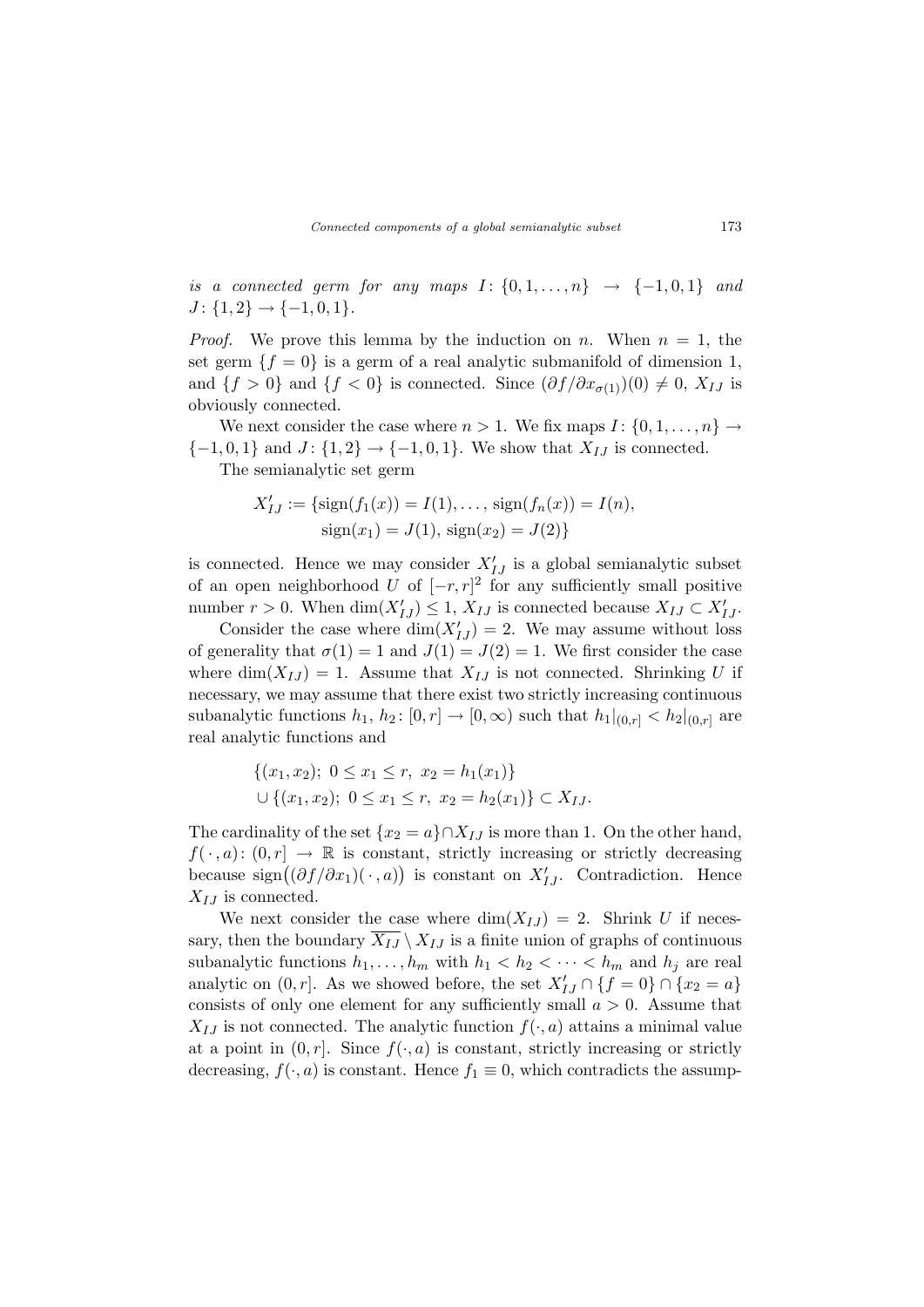*is a connected germ for any maps* $I\colon \{0,1,\dots,n\} \to \{-1,0,1\}$ *and* $J\colon \{1,2\} \to \{-1,0,1\}$.

*Proof.* We prove this lemma by the induction on $n$. When $n = 1$, the set germ $\{f = 0\}$ is a germ of a real analytic submanifold of dimension 1, and $\{f > 0\}$ and $\{f < 0\}$ is connected. Since $(\partial f/\partial x_{\sigma(1)})(0) \neq 0$, $X_{IJ}$ is obviously connected.

We next consider the case where $n > 1$. We fix maps $I\colon \{0,1,\dots,n\} \to \{-1,0,1\}$ and $J\colon \{1,2\} \to \{-1,0,1\}$. We show that $X_{IJ}$ is connected.

The semianalytic set germ

$$X'_{IJ} := \{\mathrm{sign}(f_1(x)) = I(1), \dots, \mathrm{sign}(f_n(x)) = I(n), \\ \mathrm{sign}(x_1) = J(1),\, \mathrm{sign}(x_2) = J(2)\}$$

is connected. Hence we may consider $X'_{IJ}$ is a global semianalytic subset of an open neighborhood $U$ of $[-r,r]^2$ for any sufficiently small positive number $r > 0$. When $\dim(X'_{IJ}) \leq 1$, $X_{IJ}$ is connected because $X_{IJ} \subset X'_{IJ}$.

Consider the case where $\dim(X'_{IJ}) = 2$. We may assume without loss of generality that $\sigma(1) = 1$ and $J(1) = J(2) = 1$. We first consider the case where $\dim(X_{IJ}) = 1$. Assume that $X_{IJ}$ is not connected. Shrinking $U$ if necessary, we may assume that there exist two strictly increasing continuous subanalytic functions $h_1, h_2\colon [0,r] \to [0,\infty)$ such that $h_1|_{(0,r]} < h_2|_{(0,r]}$ are real analytic functions and

$$\{(x_1,x_2);\ 0 \leq x_1 \leq r,\ x_2 = h_1(x_1)\} \\ \cup \{(x_1,x_2);\ 0 \leq x_1 \leq r,\ x_2 = h_2(x_1)\} \subset X_{IJ}.$$

The cardinality of the set $\{x_2 = a\} \cap X_{IJ}$ is more than 1. On the other hand, $f(\,\cdot\,,a)\colon (0,r] \to \mathbb{R}$ is constant, strictly increasing or strictly decreasing because $\mathrm{sign}\big((\partial f/\partial x_1)(\,\cdot\,,a)\big)$ is constant on $X'_{IJ}$. Contradiction. Hence $X_{IJ}$ is connected.

We next consider the case where $\dim(X_{IJ}) = 2$. Shrink $U$ if necessary, then the boundary $\overline{X_{IJ}} \setminus X_{IJ}$ is a finite union of graphs of continuous subanalytic functions $h_1,\dots,h_m$ with $h_1 < h_2 < \cdots < h_m$ and $h_j$ are real analytic on $(0,r]$. As we showed before, the set $X'_{IJ} \cap \{f = 0\} \cap \{x_2 = a\}$ consists of only one element for any sufficiently small $a > 0$. Assume that $X_{IJ}$ is not connected. The analytic function $f(\cdot,a)$ attains a minimal value at a point in $(0,r]$. Since $f(\cdot,a)$ is constant, strictly increasing or strictly decreasing, $f(\cdot,a)$ is constant. Hence $f_1 \equiv 0$, which contradicts the assump-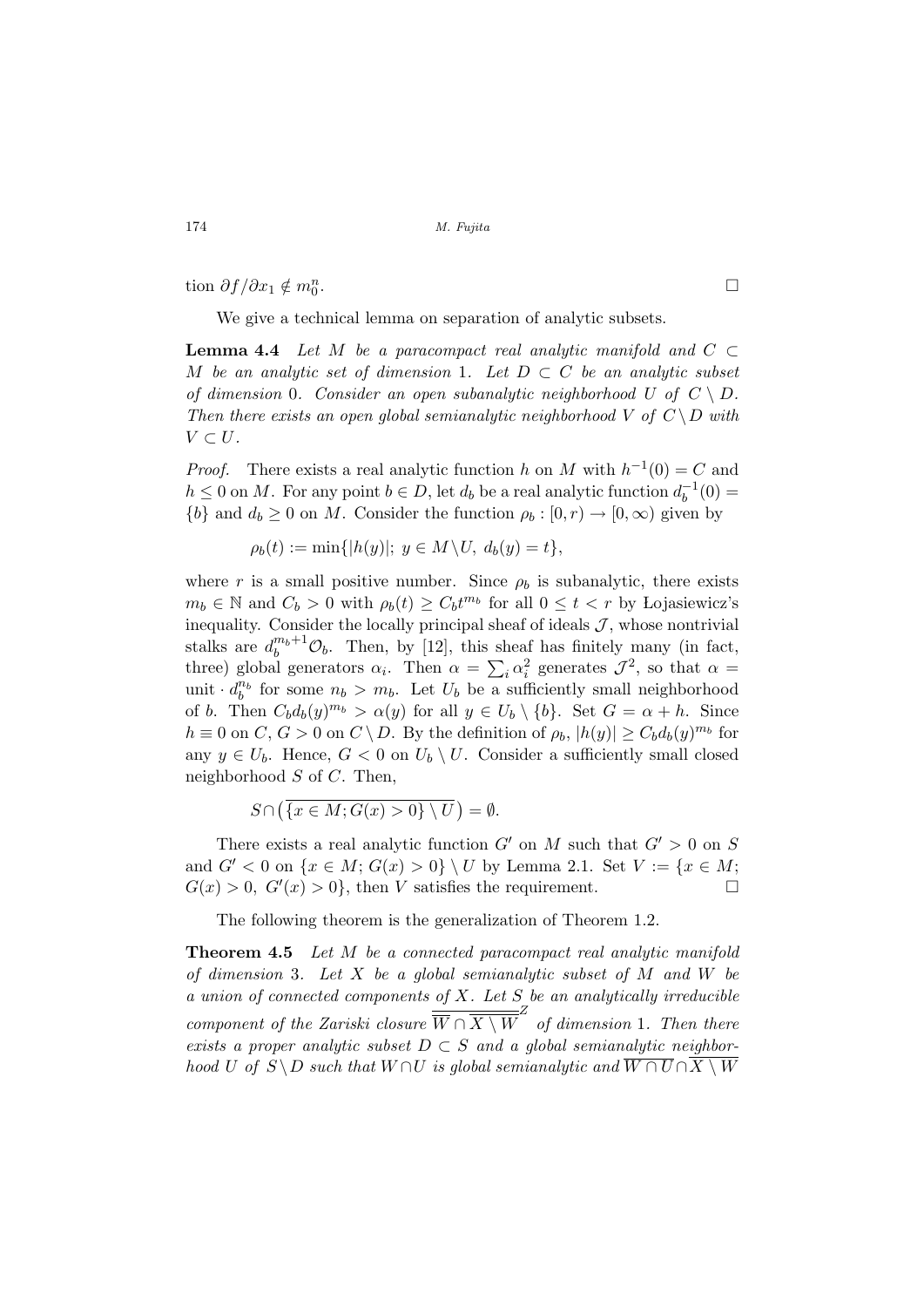tion $\partial f/\partial x_1 \notin m_0^n$. □

We give a technical lemma on separation of analytic subsets.

**Lemma 4.4** *Let $M$ be a paracompact real analytic manifold and $C \subset M$ be an analytic set of dimension 1. Let $D \subset C$ be an analytic subset of dimension 0. Consider an open subanalytic neighborhood $U$ of $C \setminus D$. Then there exists an open global semianalytic neighborhood $V$ of $C \setminus D$ with $V \subset U$.*

*Proof.* There exists a real analytic function $h$ on $M$ with $h^{-1}(0) = C$ and $h \leq 0$ on $M$. For any point $b \in D$, let $d_b$ be a real analytic function $d_b^{-1}(0) = \{b\}$ and $d_b \geq 0$ on $M$. Consider the function $\rho_b : [0, r) \to [0, \infty)$ given by

$$\rho_b(t) := \min\{|h(y)|;\ y \in M \setminus U,\ d_b(y) = t\},$$

where $r$ is a small positive number. Since $\rho_b$ is subanalytic, there exists $m_b \in \mathbb{N}$ and $C_b > 0$ with $\rho_b(t) \geq C_b t^{m_b}$ for all $0 \leq t < r$ by Łojasiewicz's inequality. Consider the locally principal sheaf of ideals $\mathcal{J}$, whose nontrivial stalks are $d_b^{m_b+1}\mathcal{O}_b$. Then, by [12], this sheaf has finitely many (in fact, three) global generators $\alpha_i$. Then $\alpha = \sum_i \alpha_i^2$ generates $\mathcal{J}^2$, so that $\alpha = \text{unit} \cdot d_b^{n_b}$ for some $n_b > m_b$. Let $U_b$ be a sufficiently small neighborhood of $b$. Then $C_b d_b(y)^{m_b} > \alpha(y)$ for all $y \in U_b \setminus \{b\}$. Set $G = \alpha + h$. Since $h \equiv 0$ on $C$, $G > 0$ on $C \setminus D$. By the definition of $\rho_b$, $|h(y)| \geq C_b d_b(y)^{m_b}$ for any $y \in U_b$. Hence, $G < 0$ on $U_b \setminus U$. Consider a sufficiently small closed neighborhood $S$ of $C$. Then,

$$S \cap \left( \overline{\{x \in M; G(x) > 0\} \setminus U} \right) = \emptyset.$$

There exists a real analytic function $G'$ on $M$ such that $G' > 0$ on $S$ and $G' < 0$ on $\{x \in M; G(x) > 0\} \setminus U$ by Lemma 2.1. Set $V := \{x \in M;\ G(x) > 0,\ G'(x) > 0\}$, then $V$ satisfies the requirement. □

The following theorem is the generalization of Theorem 1.2.

**Theorem 4.5** *Let $M$ be a connected paracompact real analytic manifold of dimension 3. Let $X$ be a global semianalytic subset of $M$ and $W$ be a union of connected components of $X$. Let $S$ be an analytically irreducible component of the Zariski closure $\overline{\overline{W} \cap \overline{X \setminus W}}^Z$ of dimension 1. Then there exists a proper analytic subset $D \subset S$ and a global semianalytic neighborhood $U$ of $S \setminus D$ such that $W \cap U$ is global semianalytic and $\overline{W \cap U} \cap \overline{X \setminus W}$*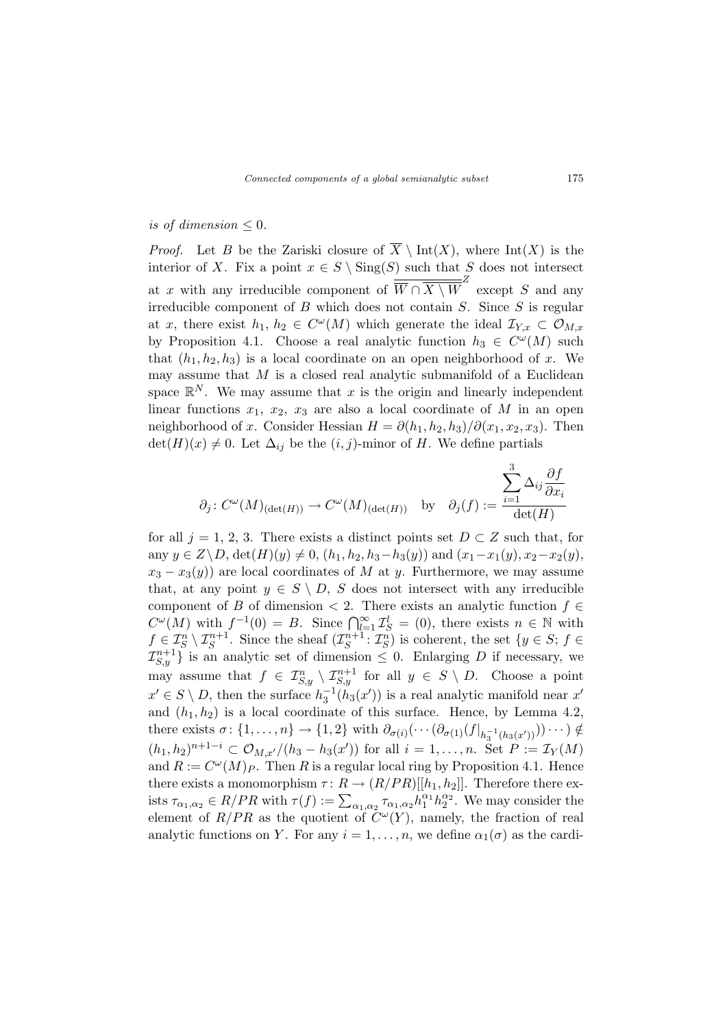*is of dimension* $\leq 0$.

*Proof.* Let $B$ be the Zariski closure of $\overline{X} \setminus \mathrm{Int}(X)$, where $\mathrm{Int}(X)$ is the interior of $X$. Fix a point $x \in S \setminus \mathrm{Sing}(S)$ such that $S$ does not intersect at $x$ with any irreducible component of $\overline{\overline{W} \cap \overline{X \setminus W}}^Z$ except $S$ and any irreducible component of $B$ which does not contain $S$. Since $S$ is regular at $x$, there exist $h_1, h_2 \in C^\omega(M)$ which generate the ideal $\mathcal{I}_{Y,x} \subset \mathcal{O}_{M,x}$ by Proposition 4.1. Choose a real analytic function $h_3 \in C^\omega(M)$ such that $(h_1, h_2, h_3)$ is a local coordinate on an open neighborhood of $x$. We may assume that $M$ is a closed real analytic submanifold of a Euclidean space $\mathbb{R}^N$. We may assume that $x$ is the origin and linearly independent linear functions $x_1$, $x_2$, $x_3$ are also a local coordinate of $M$ in an open neighborhood of $x$. Consider Hessian $H = \partial(h_1, h_2, h_3)/\partial(x_1, x_2, x_3)$. Then $\det(H)(x) \neq 0$. Let $\Delta_{ij}$ be the $(i,j)$-minor of $H$. We define partials

$$\partial_j \colon C^\omega(M)_{(\det(H))} \to C^\omega(M)_{(\det(H))} \quad \text{by} \quad \partial_j(f) := \frac{\displaystyle\sum_{i=1}^{3} \Delta_{ij} \frac{\partial f}{\partial x_i}}{\det(H)}$$

for all $j = 1, 2, 3$. There exists a distinct points set $D \subset Z$ such that, for any $y \in Z \setminus D$, $\det(H)(y) \neq 0$, $(h_1, h_2, h_3 - h_3(y))$ and $(x_1 - x_1(y), x_2 - x_2(y), x_3 - x_3(y))$ are local coordinates of $M$ at $y$. Furthermore, we may assume that, at any point $y \in S \setminus D$, $S$ does not intersect with any irreducible component of $B$ of dimension $< 2$. There exists an analytic function $f \in C^\omega(M)$ with $f^{-1}(0) = B$. Since $\bigcap_{l=1}^\infty \mathcal{I}_S^l = (0)$, there exists $n \in \mathbb{N}$ with $f \in \mathcal{I}_S^n \setminus \mathcal{I}_S^{n+1}$. Since the sheaf $(\mathcal{I}_S^{n+1} \colon \mathcal{I}_S^n)$ is coherent, the set $\{y \in S;\, f \in \mathcal{I}_{S,y}^{n+1}\}$ is an analytic set of dimension $\leq 0$. Enlarging $D$ if necessary, we may assume that $f \in \mathcal{I}_{S,y}^n \setminus \mathcal{I}_{S,y}^{n+1}$ for all $y \in S \setminus D$. Choose a point $x' \in S \setminus D$, then the surface $h_3^{-1}(h_3(x'))$ is a real analytic manifold near $x'$ and $(h_1, h_2)$ is a local coordinate of this surface. Hence, by Lemma 4.2, there exists $\sigma \colon \{1, \ldots, n\} \to \{1, 2\}$ with $\partial_{\sigma(i)}(\cdots(\partial_{\sigma(1)}(f|_{h_3^{-1}(h_3(x'))}))\cdots) \notin (h_1, h_2)^{n+1-i} \subset \mathcal{O}_{M,x'}/(h_3 - h_3(x'))$ for all $i = 1, \ldots, n$. Set $P := \mathcal{I}_Y(M)$ and $R := C^\omega(M)_P$. Then $R$ is a regular local ring by Proposition 4.1. Hence there exists a monomorphism $\tau \colon R \to (R/PR)[[h_1, h_2]]$. Therefore there exists $\tau_{\alpha_1,\alpha_2} \in R/PR$ with $\tau(f) := \sum_{\alpha_1,\alpha_2} \tau_{\alpha_1,\alpha_2} h_1^{\alpha_1} h_2^{\alpha_2}$. We may consider the element of $R/PR$ as the quotient of $C^\omega(Y)$, namely, the fraction of real analytic functions on $Y$. For any $i = 1, \ldots, n$, we define $\alpha_1(\sigma)$ as the cardi-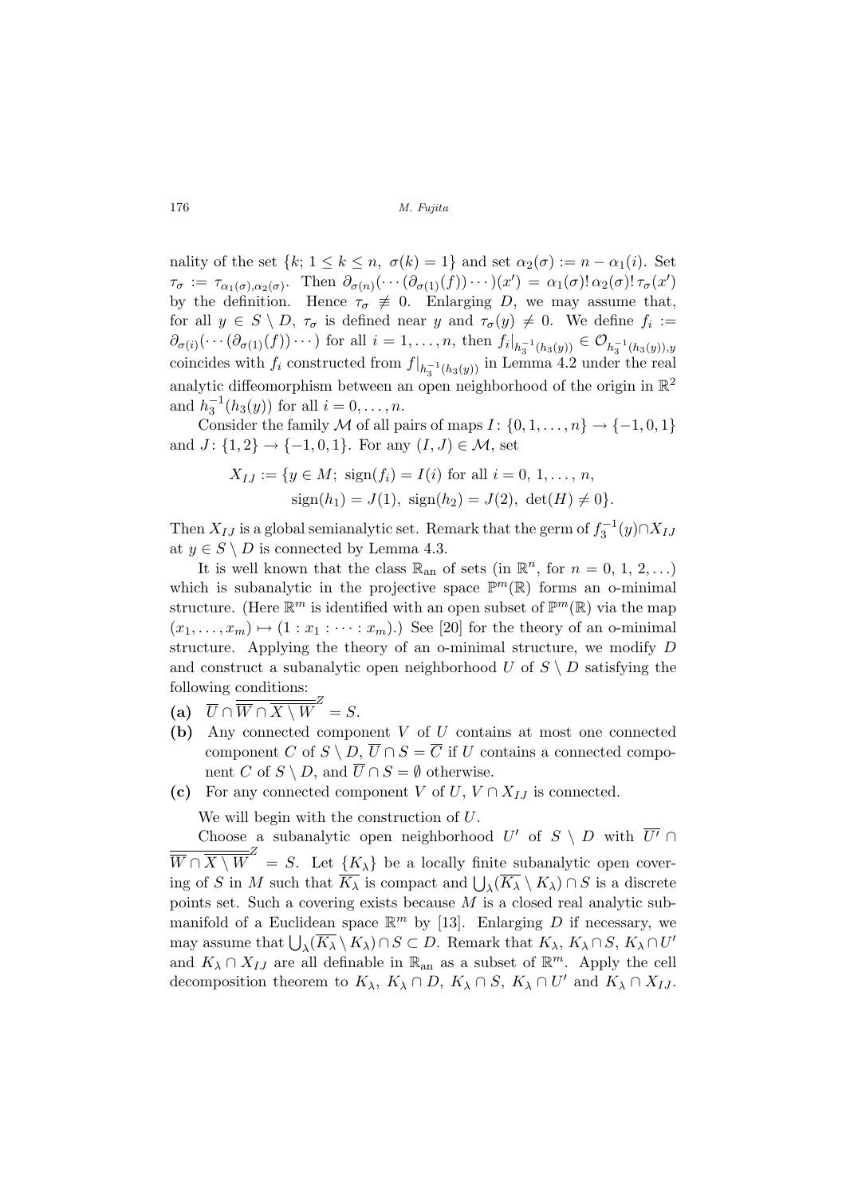nality of the set $\{k;\ 1 \le k \le n,\ \sigma(k) = 1\}$ and set $\alpha_2(\sigma) := n - \alpha_1(i)$. Set $\tau_\sigma := \tau_{\alpha_1(\sigma),\alpha_2(\sigma)}$. Then $\partial_{\sigma(n)}(\cdots(\partial_{\sigma(1)}(f))\cdots)(x') = \alpha_1(\sigma)!\,\alpha_2(\sigma)!\,\tau_\sigma(x')$ by the definition. Hence $\tau_\sigma \not\equiv 0$. Enlarging $D$, we may assume that, for all $y \in S \setminus D$, $\tau_\sigma$ is defined near $y$ and $\tau_\sigma(y) \neq 0$. We define $f_i := \partial_{\sigma(i)}(\cdots(\partial_{\sigma(1)}(f))\cdots)$ for all $i = 1, \ldots, n$, then $f_i|_{h_3^{-1}(h_3(y))} \in \mathcal{O}_{h_3^{-1}(h_3(y)),y}$ coincides with $f_i$ constructed from $f|_{h_3^{-1}(h_3(y))}$ in Lemma 4.2 under the real analytic diffeomorphism between an open neighborhood of the origin in $\mathbb{R}^2$ and $h_3^{-1}(h_3(y))$ for all $i = 0, \ldots, n$.

Consider the family $\mathcal{M}$ of all pairs of maps $I\colon \{0, 1, \ldots, n\} \to \{-1, 0, 1\}$ and $J\colon \{1, 2\} \to \{-1, 0, 1\}$. For any $(I, J) \in \mathcal{M}$, set

$$\begin{aligned} X_{IJ} := \{y \in M;\ &\mathrm{sign}(f_i) = I(i) \text{ for all } i = 0, 1, \ldots, n, \\ &\mathrm{sign}(h_1) = J(1),\ \mathrm{sign}(h_2) = J(2),\ \det(H) \neq 0\}. \end{aligned}$$

Then $X_{IJ}$ is a global semianalytic set. Remark that the germ of $f_3^{-1}(y) \cap X_{IJ}$ at $y \in S \setminus D$ is connected by Lemma 4.3.

It is well known that the class $\mathbb{R}_{\mathrm{an}}$ of sets (in $\mathbb{R}^n$, for $n = 0, 1, 2, \ldots$) which is subanalytic in the projective space $\mathbb{P}^m(\mathbb{R})$ forms an o-minimal structure. (Here $\mathbb{R}^m$ is identified with an open subset of $\mathbb{P}^m(\mathbb{R})$ via the map $(x_1, \ldots, x_m) \mapsto (1 : x_1 : \cdots : x_m)$.) See [20] for the theory of an o-minimal structure. Applying the theory of an o-minimal structure, we modify $D$ and construct a subanalytic open neighborhood $U$ of $S \setminus D$ satisfying the following conditions:

- **(a)** $\overline{U} \cap \overline{\overline{W} \cap \overline{X \setminus W}}^Z = S$.
- **(b)** Any connected component $V$ of $U$ contains at most one connected component $C$ of $S \setminus D$, $\overline{U} \cap S = \overline{C}$ if $U$ contains a connected component $C$ of $S \setminus D$, and $\overline{U} \cap S = \emptyset$ otherwise.
- **(c)** For any connected component $V$ of $U$, $V \cap X_{IJ}$ is connected.

We will begin with the construction of $U$.

Choose a subanalytic open neighborhood $U'$ of $S \setminus D$ with $\overline{U'} \cap \overline{\overline{W} \cap \overline{X \setminus W}}^Z = S$. Let $\{K_\lambda\}$ be a locally finite subanalytic open covering of $S$ in $M$ such that $\overline{K_\lambda}$ is compact and $\bigcup_\lambda(\overline{K_\lambda} \setminus K_\lambda) \cap S$ is a discrete points set. Such a covering exists because $M$ is a closed real analytic submanifold of a Euclidean space $\mathbb{R}^m$ by [13]. Enlarging $D$ if necessary, we may assume that $\bigcup_\lambda(\overline{K_\lambda} \setminus K_\lambda) \cap S \subset D$. Remark that $K_\lambda$, $K_\lambda \cap S$, $K_\lambda \cap U'$ and $K_\lambda \cap X_{IJ}$ are all definable in $\mathbb{R}_{\mathrm{an}}$ as a subset of $\mathbb{R}^m$. Apply the cell decomposition theorem to $K_\lambda$, $K_\lambda \cap D$, $K_\lambda \cap S$, $K_\lambda \cap U'$ and $K_\lambda \cap X_{IJ}$.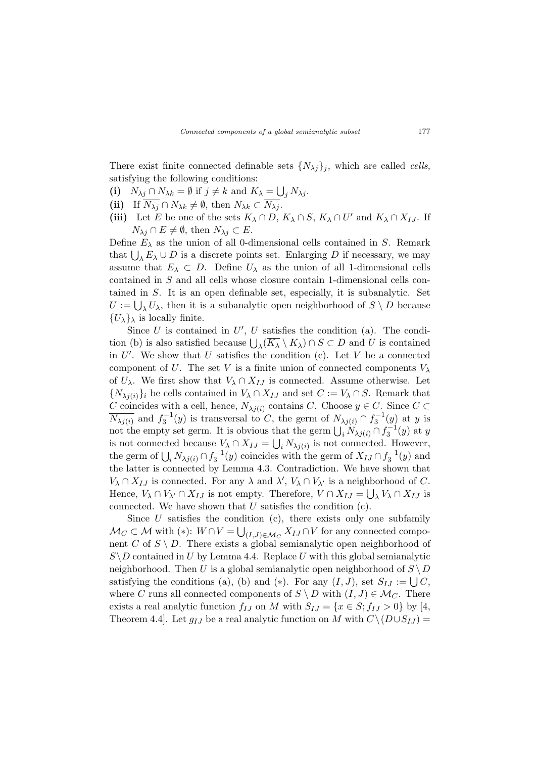There exist finite connected definable sets $\{N_{\lambda j}\}_j$, which are called *cells*, satisfying the following conditions:

**(i)** $N_{\lambda j} \cap N_{\lambda k} = \emptyset$ if $j \neq k$ and $K_\lambda = \bigcup_j N_{\lambda j}$.

**(ii)** If $\overline{N_{\lambda j}} \cap N_{\lambda k} \neq \emptyset$, then $N_{\lambda k} \subset \overline{N_{\lambda j}}$.

**(iii)** Let $E$ be one of the sets $K_\lambda \cap D$, $K_\lambda \cap S$, $K_\lambda \cap U'$ and $K_\lambda \cap X_{IJ}$. If $N_{\lambda j} \cap E \neq \emptyset$, then $N_{\lambda j} \subset E$.

Define $E_\lambda$ as the union of all 0-dimensional cells contained in $S$. Remark that $\bigcup_\lambda E_\lambda \cup D$ is a discrete points set. Enlarging $D$ if necessary, we may assume that $E_\lambda \subset D$. Define $U_\lambda$ as the union of all 1-dimensional cells contained in $S$ and all cells whose closure contain 1-dimensional cells contained in $S$. It is an open definable set, especially, it is subanalytic. Set $U := \bigcup_\lambda U_\lambda$, then it is a subanalytic open neighborhood of $S \setminus D$ because $\{U_\lambda\}_\lambda$ is locally finite.

Since $U$ is contained in $U'$, $U$ satisfies the condition (a). The condition (b) is also satisfied because $\bigcup_\lambda (\overline{K_\lambda} \setminus K_\lambda) \cap S \subset D$ and $U$ is contained in $U'$. We show that $U$ satisfies the condition (c). Let $V$ be a connected component of $U$. The set $V$ is a finite union of connected components $V_\lambda$ of $U_\lambda$. We first show that $V_\lambda \cap X_{IJ}$ is connected. Assume otherwise. Let $\{N_{\lambda j(i)}\}_i$ be cells contained in $V_\lambda \cap X_{IJ}$ and set $C := V_\lambda \cap S$. Remark that $C$ coincides with a cell, hence, $\overline{N_{\lambda j(i)}}$ contains $C$. Choose $y \in C$. Since $C \subset \overline{N_{\lambda j(i)}}$ and $f_3^{-1}(y)$ is transversal to $C$, the germ of $N_{\lambda j(i)} \cap f_3^{-1}(y)$ at $y$ is not the empty set germ. It is obvious that the germ $\bigcup_i N_{\lambda j(i)} \cap f_3^{-1}(y)$ at $y$ is not connected because $V_\lambda \cap X_{IJ} = \bigcup_i N_{\lambda j(i)}$ is not connected. However, the germ of $\bigcup_i N_{\lambda j(i)} \cap f_3^{-1}(y)$ coincides with the germ of $X_{IJ} \cap f_3^{-1}(y)$ and the latter is connected by Lemma 4.3. Contradiction. We have shown that $V_\lambda \cap X_{IJ}$ is connected. For any $\lambda$ and $\lambda'$, $V_\lambda \cap V_{\lambda'}$ is a neighborhood of $C$. Hence, $V_\lambda \cap V_{\lambda'} \cap X_{IJ}$ is not empty. Therefore, $V \cap X_{IJ} = \bigcup_\lambda V_\lambda \cap X_{IJ}$ is connected. We have shown that $U$ satisfies the condition (c).

Since $U$ satisfies the condition (c), there exists only one subfamily $\mathcal{M}_C \subset \mathcal{M}$ with $(*)$: $W \cap V = \bigcup_{(I,J) \in \mathcal{M}_C} X_{IJ} \cap V$ for any connected component $C$ of $S \setminus D$. There exists a global semianalytic open neighborhood of $S \setminus D$ contained in $U$ by Lemma 4.4. Replace $U$ with this global semianalytic neighborhood. Then $U$ is a global semianalytic open neighborhood of $S \setminus D$ satisfying the conditions (a), (b) and $(*)$. For any $(I, J)$, set $S_{IJ} := \bigcup C$, where $C$ runs all connected components of $S \setminus D$ with $(I, J) \in \mathcal{M}_C$. There exists a real analytic function $f_{IJ}$ on $M$ with $S_{IJ} = \{x \in S; f_{IJ} > 0\}$ by [4, Theorem 4.4]. Let $g_{IJ}$ be a real analytic function on $M$ with $C \setminus (D \cup S_{IJ}) =$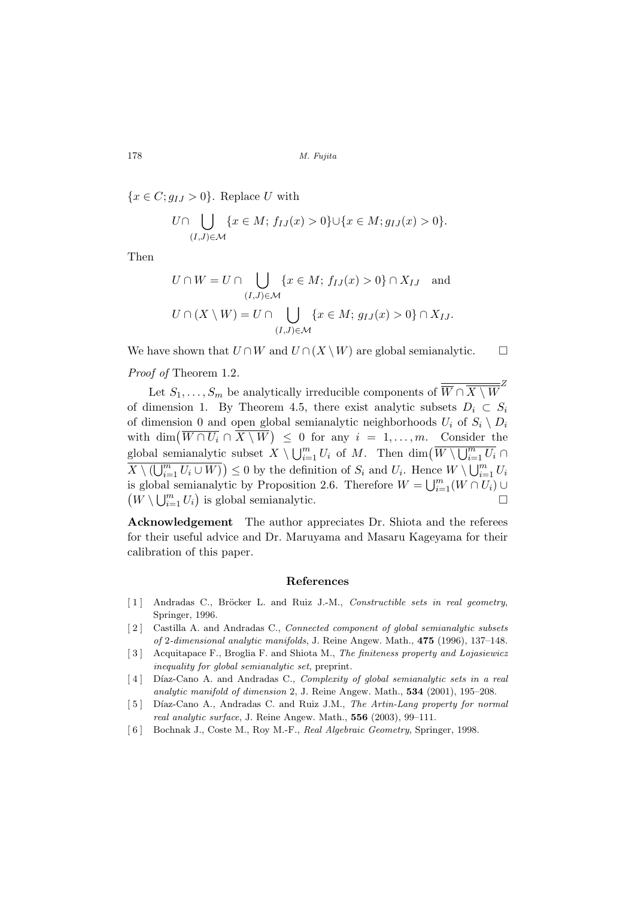$\{x \in C; g_{IJ} > 0\}$. Replace $U$ with

$$U \cap \bigcup_{(I,J)\in\mathcal{M}} \{x \in M;\, f_{IJ}(x) > 0\} \cup \{x \in M; g_{IJ}(x) > 0\}.$$

Then

$$U \cap W = U \cap \bigcup_{(I,J)\in\mathcal{M}} \{x \in M;\, f_{IJ}(x) > 0\} \cap X_{IJ} \quad \text{and}$$

$$U \cap (X \setminus W) = U \cap \bigcup_{(I,J)\in\mathcal{M}} \{x \in M;\, g_{IJ}(x) > 0\} \cap X_{IJ}.$$

We have shown that $U \cap W$ and $U \cap (X \setminus W)$ are global semianalytic. $\square$

*Proof of* Theorem 1.2.

Let $S_1, \ldots, S_m$ be analytically irreducible components of $\overline{\overline{W} \cap \overline{X \setminus W}}^Z$ of dimension 1. By Theorem 4.5, there exist analytic subsets $D_i \subset S_i$ of dimension 0 and open global semianalytic neighborhoods $U_i$ of $S_i \setminus D_i$ with $\dim\big(\overline{W \cap U_i} \cap \overline{X \setminus W}\big) \leq 0$ for any $i = 1, \ldots, m$. Consider the global semianalytic subset $X \setminus \bigcup_{i=1}^m U_i$ of $M$. Then $\dim\big(\overline{W \setminus \bigcup_{i=1}^m U_i} \cap \overline{X \setminus (\bigcup_{i=1}^m U_i \cup W)}\big) \leq 0$ by the definition of $S_i$ and $U_i$. Hence $W \setminus \bigcup_{i=1}^m U_i$ is global semianalytic by Proposition 2.6. Therefore $W = \bigcup_{i=1}^m (W \cap U_i) \cup \big(W \setminus \bigcup_{i=1}^m U_i\big)$ is global semianalytic. $\square$

**Acknowledgement** The author appreciates Dr. Shiota and the referees for their useful advice and Dr. Maruyama and Masaru Kageyama for their calibration of this paper.

## References

[1] Andradas C., Bröcker L. and Ruiz J.-M., *Constructible sets in real geometry*, Springer, 1996.

[2] Castilla A. and Andradas C., *Connected component of global semianalytic subsets of 2-dimensional analytic manifolds*, J. Reine Angew. Math., **475** (1996), 137–148.

[3] Acquitapace F., Broglia F. and Shiota M., *The finiteness property and Lojasiewicz inequality for global semianalytic set*, preprint.

[4] Díaz-Cano A. and Andradas C., *Complexity of global semianalytic sets in a real analytic manifold of dimension 2*, J. Reine Angew. Math., **534** (2001), 195–208.

[5] Díaz-Cano A., Andradas C. and Ruiz J.M., *The Artin-Lang property for normal real analytic surface*, J. Reine Angew. Math., **556** (2003), 99–111.

[6] Bochnak J., Coste M., Roy M.-F., *Real Algebraic Geometry*, Springer, 1998.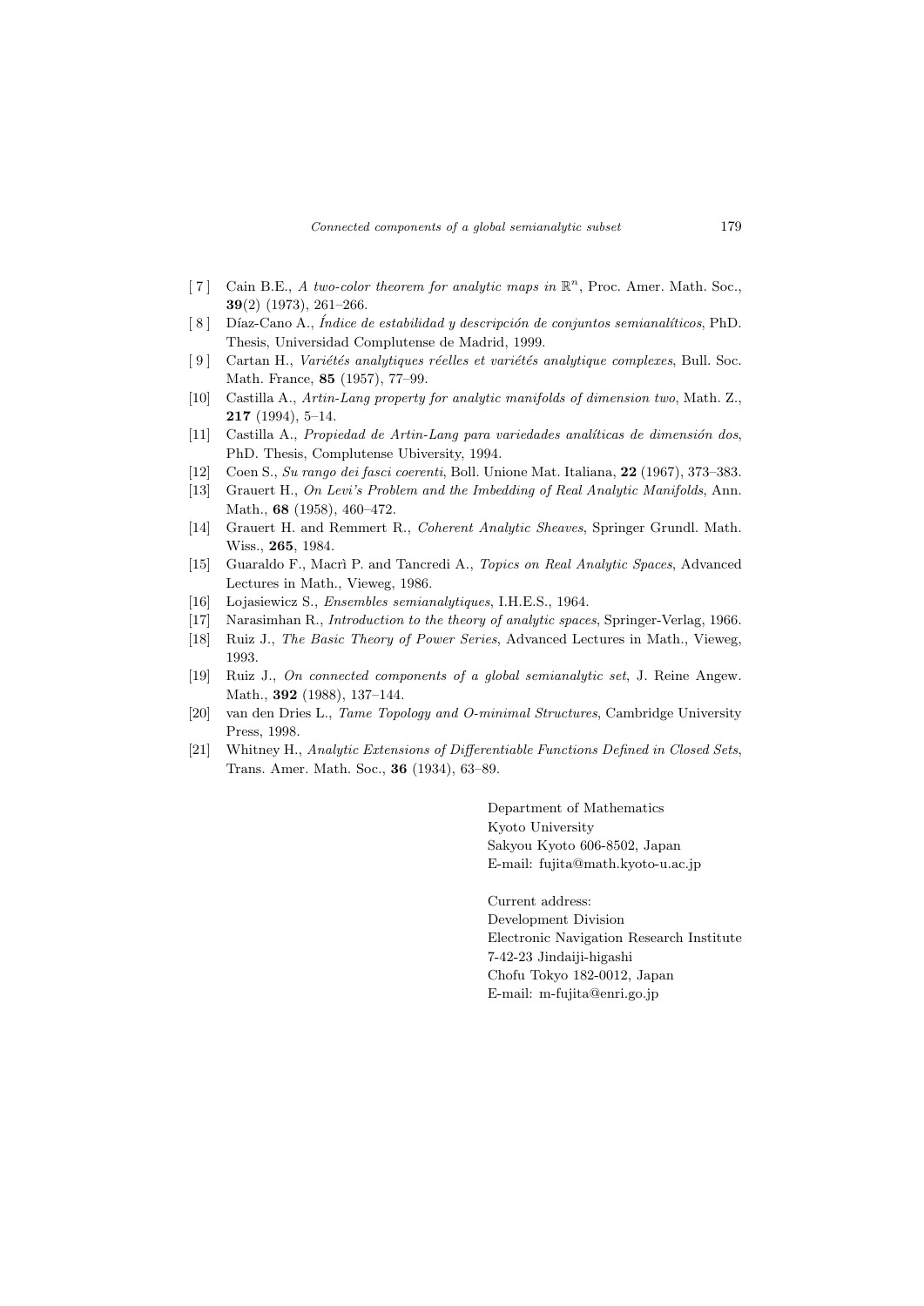[7] Cain B.E., *A two-color theorem for analytic maps in* $\mathbb{R}^n$, Proc. Amer. Math. Soc., **39**(2) (1973), 261–266.

[8] Díaz-Cano A., *Índice de estabilidad y descripción de conjuntos semianalíticos*, PhD. Thesis, Universidad Complutense de Madrid, 1999.

[9] Cartan H., *Variétés analytiques réelles et variétés analytique complexes*, Bull. Soc. Math. France, **85** (1957), 77–99.

[10] Castilla A., *Artin-Lang property for analytic manifolds of dimension two*, Math. Z., **217** (1994), 5–14.

[11] Castilla A., *Propiedad de Artin-Lang para variedades analíticas de dimensión dos*, PhD. Thesis, Complutense Ubiversity, 1994.

[12] Coen S., *Su rango dei fasci coerenti*, Boll. Unione Mat. Italiana, **22** (1967), 373–383.

[13] Grauert H., *On Levi's Problem and the Imbedding of Real Analytic Manifolds*, Ann. Math., **68** (1958), 460–472.

[14] Grauert H. and Remmert R., *Coherent Analytic Sheaves*, Springer Grundl. Math. Wiss., **265**, 1984.

[15] Guaraldo F., Macrì P. and Tancredi A., *Topics on Real Analytic Spaces*, Advanced Lectures in Math., Vieweg, 1986.

[16] Lojasiewicz S., *Ensembles semianalytiques*, I.H.E.S., 1964.

[17] Narasimhan R., *Introduction to the theory of analytic spaces*, Springer-Verlag, 1966.

[18] Ruiz J., *The Basic Theory of Power Series*, Advanced Lectures in Math., Vieweg, 1993.

[19] Ruiz J., *On connected components of a global semianalytic set*, J. Reine Angew. Math., **392** (1988), 137–144.

[20] van den Dries L., *Tame Topology and O-minimal Structures*, Cambridge University Press, 1998.

[21] Whitney H., *Analytic Extensions of Differentiable Functions Defined in Closed Sets*, Trans. Amer. Math. Soc., **36** (1934), 63–89.

Department of Mathematics
Kyoto University
Sakyou Kyoto 606-8502, Japan
E-mail: fujita@math.kyoto-u.ac.jp

Current address:
Development Division
Electronic Navigation Research Institute
7-42-23 Jindaiji-higashi
Chofu Tokyo 182-0012, Japan
E-mail: m-fujita@enri.go.jp